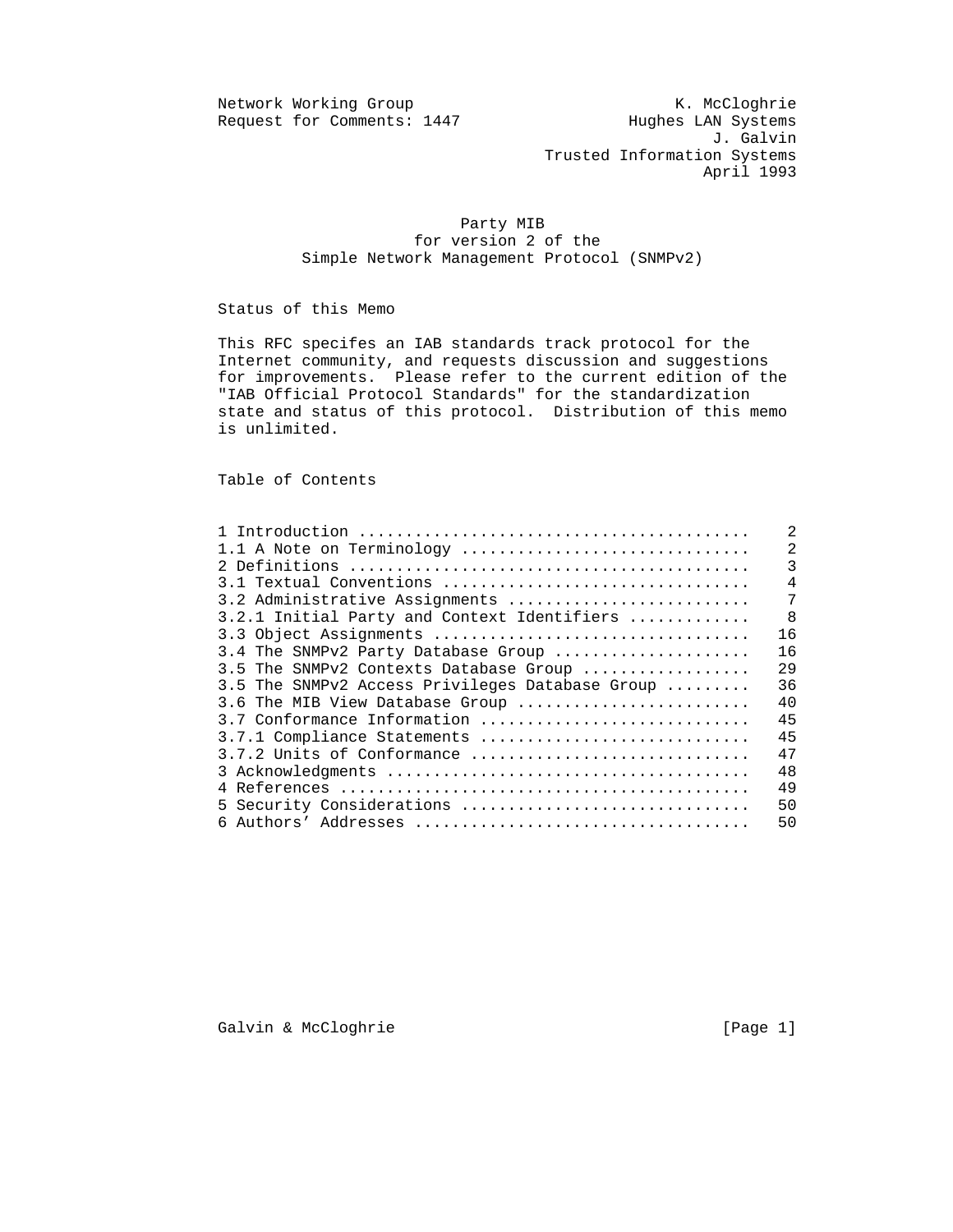Network Working Group K. McCloghrie
Request for Comments: 1447 Hughes LAN Systems
J. Galvin
Trusted Information Systems
April 1993

# Party MIB for version 2 of the Simple Network Management Protocol (SNMPv2)

## Status of this Memo

This RFC specifes an IAB standards track protocol for the Internet community, and requests discussion and suggestions for improvements. Please refer to the current edition of the "IAB Official Protocol Standards" for the standardization state and status of this protocol. Distribution of this memo is unlimited.

## Table of Contents

| Section | Page |
|---|---|
| 1 Introduction | 2 |
| 1.1 A Note on Terminology | 2 |
| 2 Definitions | 3 |
| 3.1 Textual Conventions | 4 |
| 3.2 Administrative Assignments | 7 |
| 3.2.1 Initial Party and Context Identifiers | 8 |
| 3.3 Object Assignments | 16 |
| 3.4 The SNMPv2 Party Database Group | 16 |
| 3.5 The SNMPv2 Contexts Database Group | 29 |
| 3.5 The SNMPv2 Access Privileges Database Group | 36 |
| 3.6 The MIB View Database Group | 40 |
| 3.7 Conformance Information | 45 |
| 3.7.1 Compliance Statements | 45 |
| 3.7.2 Units of Conformance | 47 |
| 3 Acknowledgments | 48 |
| 4 References | 49 |
| 5 Security Considerations | 50 |
| 6 Authors' Addresses | 50 |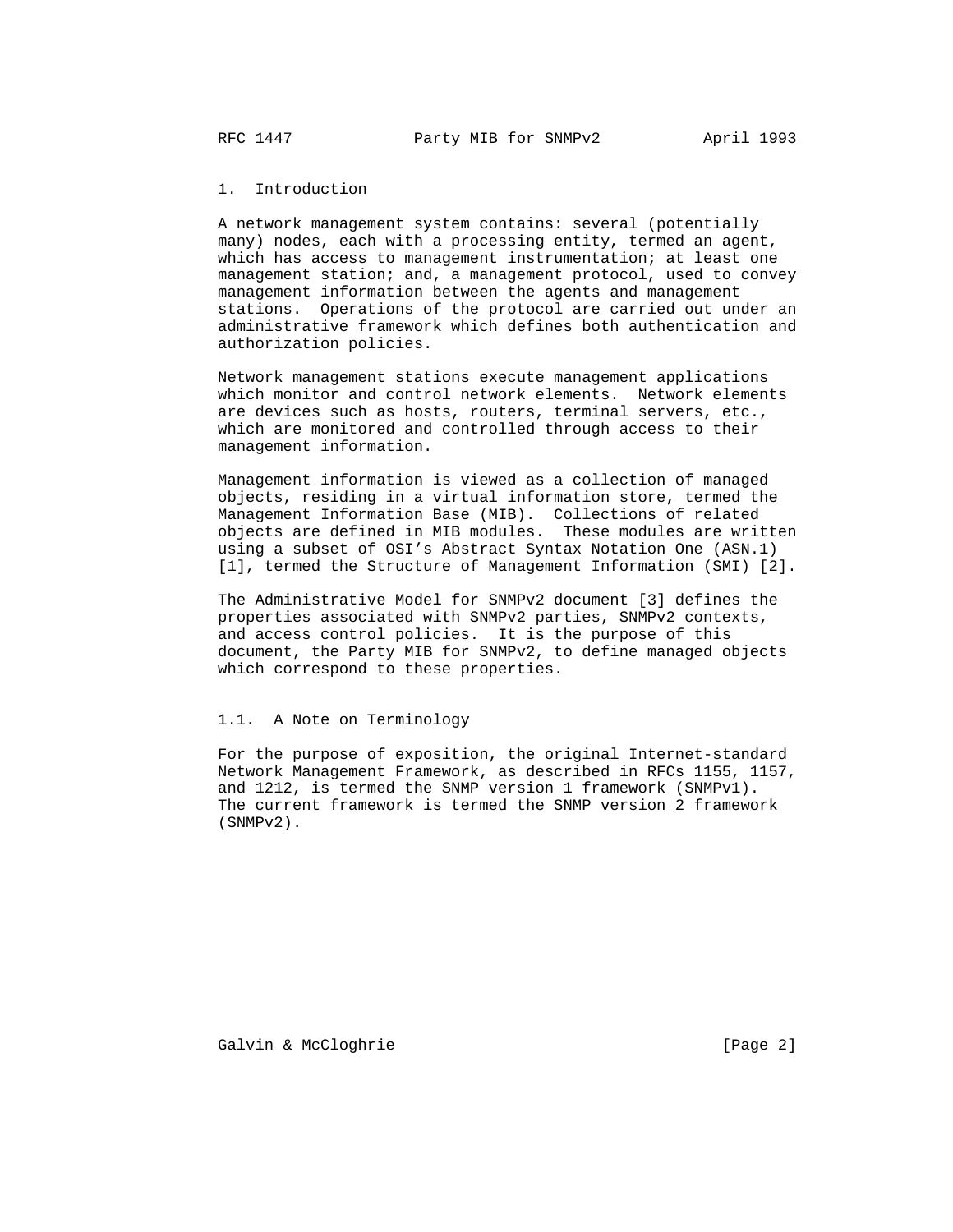## 1. Introduction

A network management system contains: several (potentially many) nodes, each with a processing entity, termed an agent, which has access to management instrumentation; at least one management station; and, a management protocol, used to convey management information between the agents and management stations. Operations of the protocol are carried out under an administrative framework which defines both authentication and authorization policies.

Network management stations execute management applications which monitor and control network elements. Network elements are devices such as hosts, routers, terminal servers, etc., which are monitored and controlled through access to their management information.

Management information is viewed as a collection of managed objects, residing in a virtual information store, termed the Management Information Base (MIB). Collections of related objects are defined in MIB modules. These modules are written using a subset of OSI's Abstract Syntax Notation One (ASN.1) [1], termed the Structure of Management Information (SMI) [2].

The Administrative Model for SNMPv2 document [3] defines the properties associated with SNMPv2 parties, SNMPv2 contexts, and access control policies. It is the purpose of this document, the Party MIB for SNMPv2, to define managed objects which correspond to these properties.

### 1.1. A Note on Terminology

For the purpose of exposition, the original Internet-standard Network Management Framework, as described in RFCs 1155, 1157, and 1212, is termed the SNMP version 1 framework (SNMPv1). The current framework is termed the SNMP version 2 framework (SNMPv2).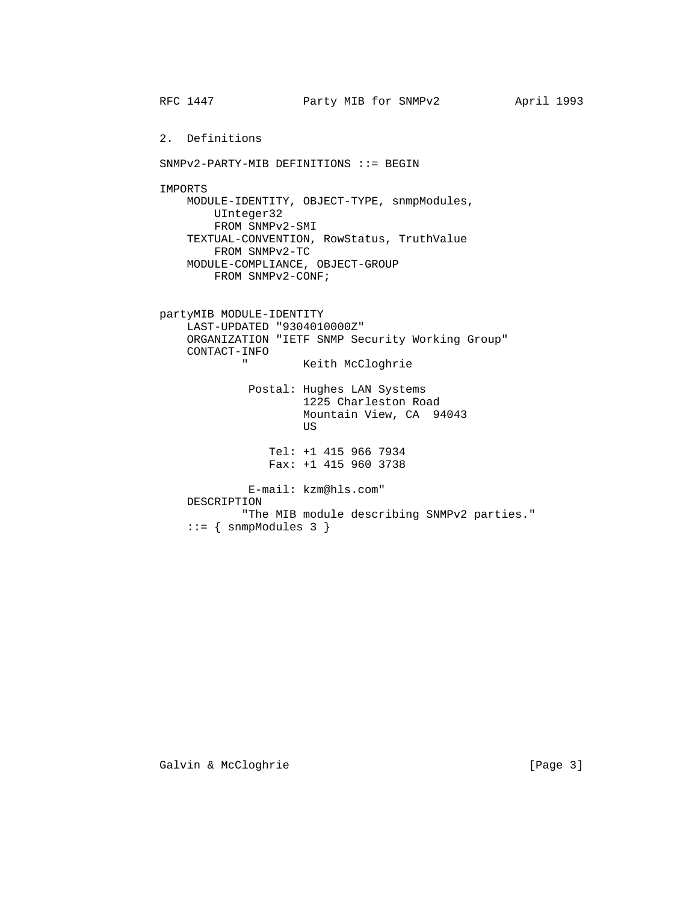## 2. Definitions

```
SNMPv2-PARTY-MIB DEFINITIONS ::= BEGIN

IMPORTS
    MODULE-IDENTITY, OBJECT-TYPE, snmpModules,
        UInteger32
        FROM SNMPv2-SMI
    TEXTUAL-CONVENTION, RowStatus, TruthValue
        FROM SNMPv2-TC
    MODULE-COMPLIANCE, OBJECT-GROUP
        FROM SNMPv2-CONF;


partyMIB MODULE-IDENTITY
    LAST-UPDATED "9304010000Z"
    ORGANIZATION "IETF SNMP Security Working Group"
    CONTACT-INFO
            "        Keith McCloghrie

             Postal: Hughes LAN Systems
                     1225 Charleston Road
                     Mountain View, CA  94043
                     US

                Tel: +1 415 966 7934
                Fax: +1 415 960 3738

             E-mail: kzm@hls.com"
    DESCRIPTION
            "The MIB module describing SNMPv2 parties."
    ::= { snmpModules 3 }
```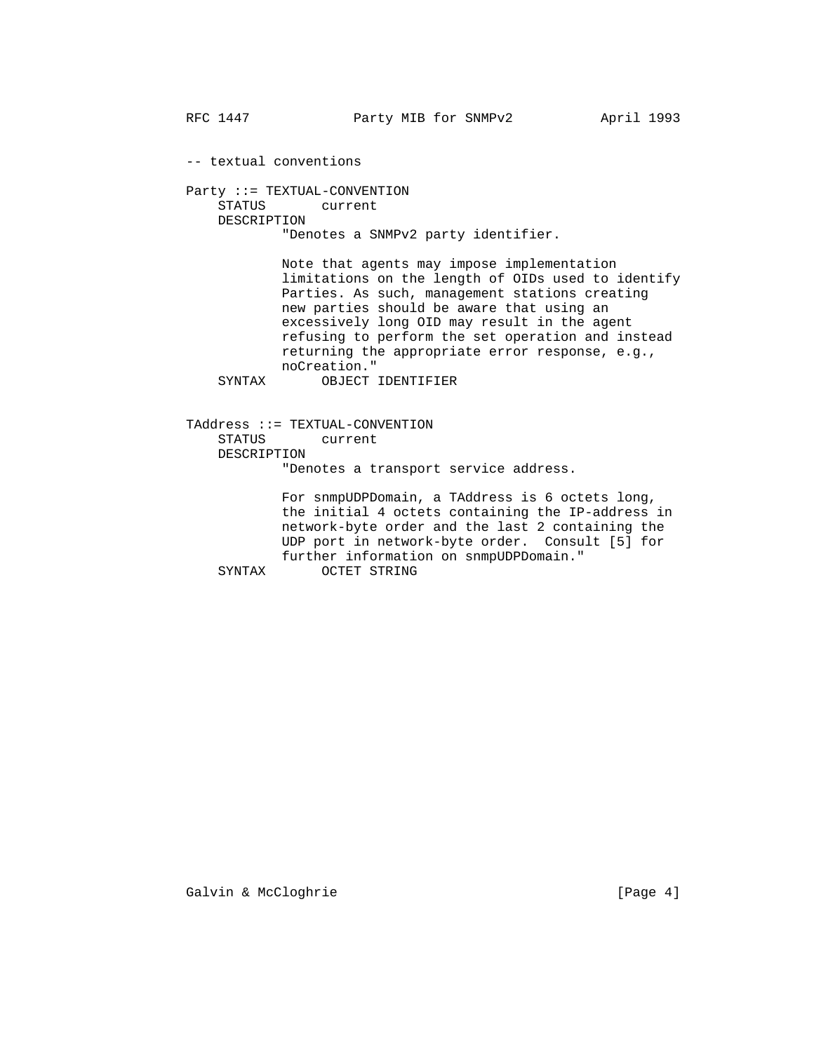```
-- textual conventions

Party ::= TEXTUAL-CONVENTION
    STATUS       current
    DESCRIPTION
            "Denotes a SNMPv2 party identifier.

            Note that agents may impose implementation
            limitations on the length of OIDs used to identify
            Parties. As such, management stations creating
            new parties should be aware that using an
            excessively long OID may result in the agent
            refusing to perform the set operation and instead
            returning the appropriate error response, e.g.,
            noCreation."
    SYNTAX       OBJECT IDENTIFIER


TAddress ::= TEXTUAL-CONVENTION
    STATUS       current
    DESCRIPTION
            "Denotes a transport service address.

            For snmpUDPDomain, a TAddress is 6 octets long,
            the initial 4 octets containing the IP-address in
            network-byte order and the last 2 containing the
            UDP port in network-byte order.  Consult [5] for
            further information on snmpUDPDomain."
    SYNTAX       OCTET STRING
```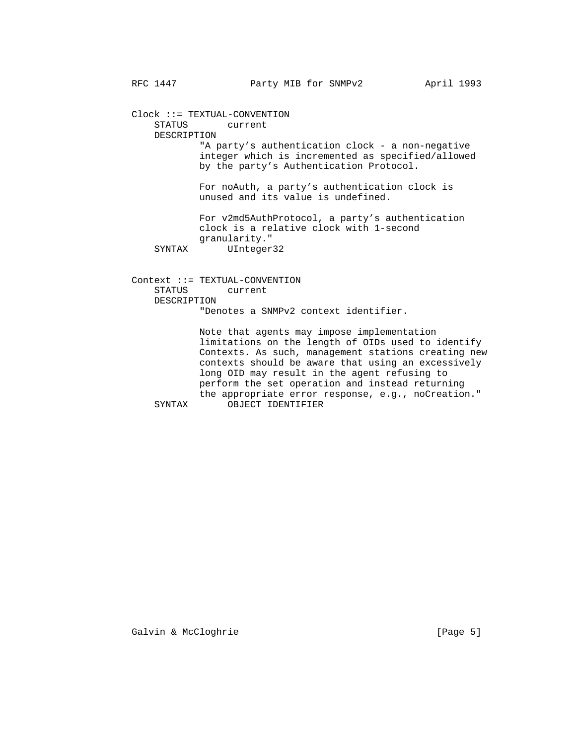```
Clock ::= TEXTUAL-CONVENTION
    STATUS       current
    DESCRIPTION
            "A party's authentication clock - a non-negative
            integer which is incremented as specified/allowed
            by the party's Authentication Protocol.

            For noAuth, a party's authentication clock is
            unused and its value is undefined.

            For v2md5AuthProtocol, a party's authentication
            clock is a relative clock with 1-second
            granularity."
    SYNTAX       UInteger32


Context ::= TEXTUAL-CONVENTION
    STATUS       current
    DESCRIPTION
            "Denotes a SNMPv2 context identifier.

            Note that agents may impose implementation
            limitations on the length of OIDs used to identify
            Contexts. As such, management stations creating new
            contexts should be aware that using an excessively
            long OID may result in the agent refusing to
            perform the set operation and instead returning
            the appropriate error response, e.g., noCreation."
    SYNTAX       OBJECT IDENTIFIER
```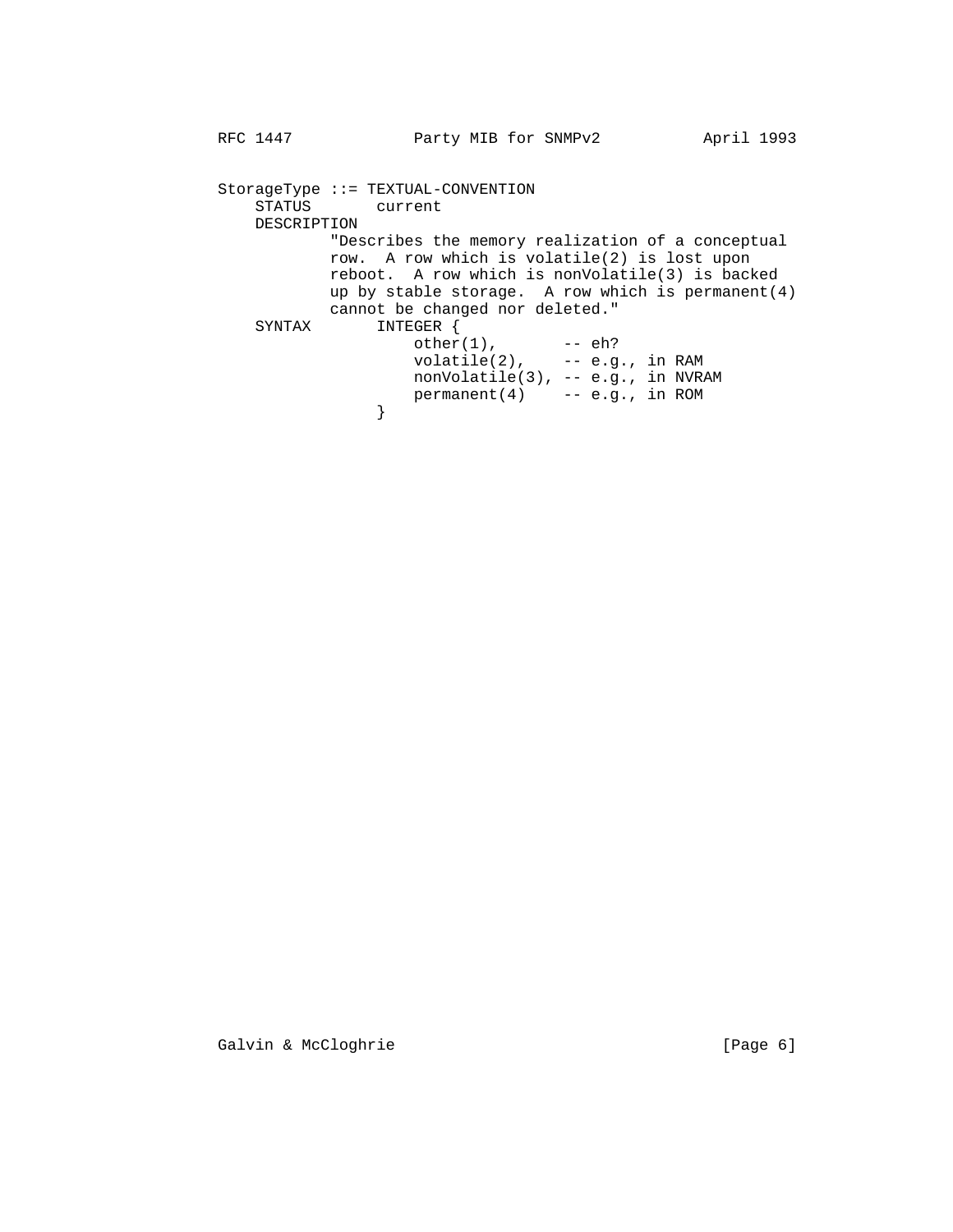```
StorageType ::= TEXTUAL-CONVENTION
    STATUS       current
    DESCRIPTION
            "Describes the memory realization of a conceptual
            row.  A row which is volatile(2) is lost upon
            reboot.  A row which is nonVolatile(3) is backed
            up by stable storage.  A row which is permanent(4)
            cannot be changed nor deleted."
    SYNTAX       INTEGER {
                     other(1),       -- eh?
                     volatile(2),    -- e.g., in RAM
                     nonVolatile(3), -- e.g., in NVRAM
                     permanent(4)    -- e.g., in ROM
                 }
```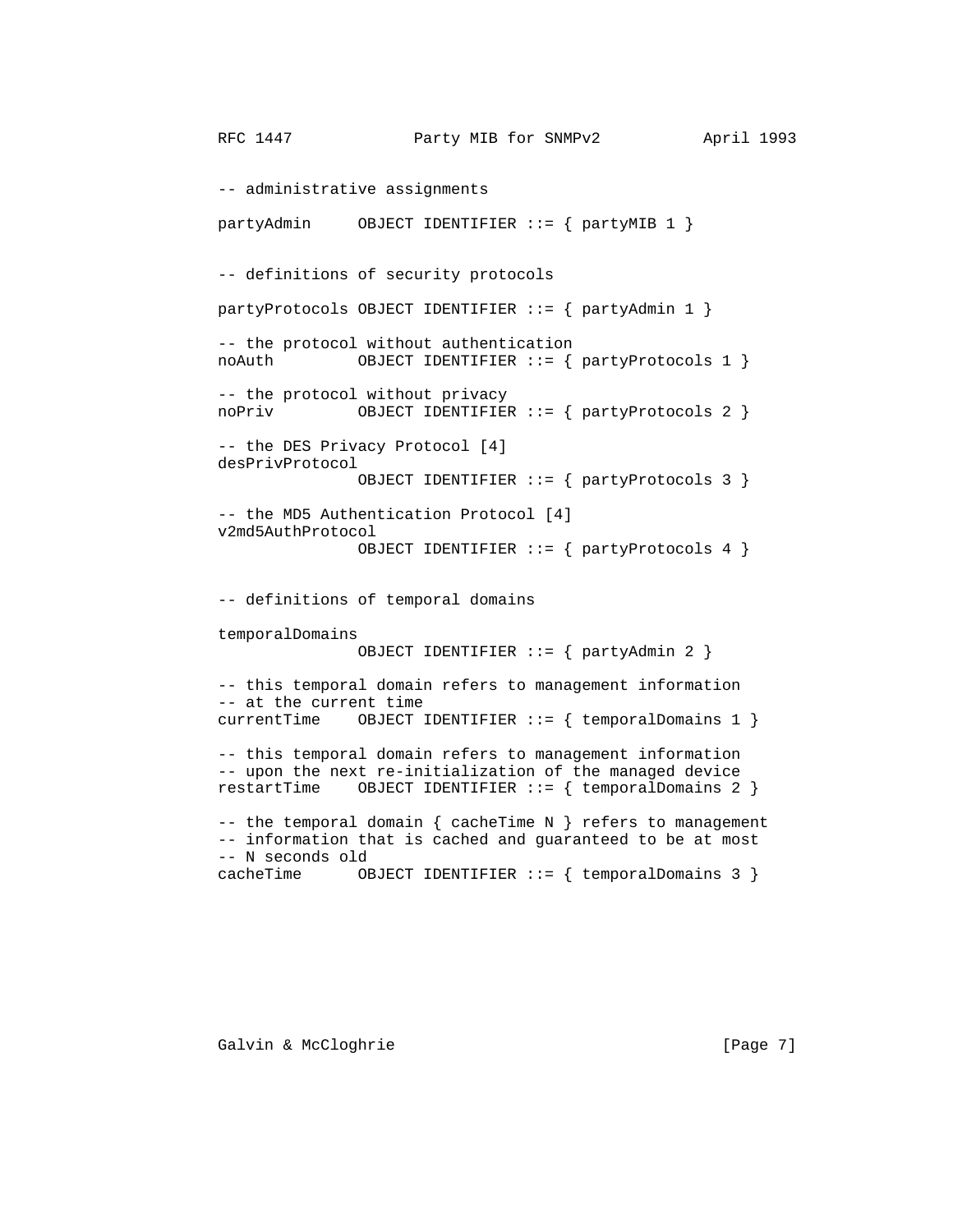```
-- administrative assignments

partyAdmin     OBJECT IDENTIFIER ::= { partyMIB 1 }


-- definitions of security protocols

partyProtocols OBJECT IDENTIFIER ::= { partyAdmin 1 }

-- the protocol without authentication
noAuth         OBJECT IDENTIFIER ::= { partyProtocols 1 }

-- the protocol without privacy
noPriv         OBJECT IDENTIFIER ::= { partyProtocols 2 }

-- the DES Privacy Protocol [4]
desPrivProtocol
               OBJECT IDENTIFIER ::= { partyProtocols 3 }

-- the MD5 Authentication Protocol [4]
v2md5AuthProtocol
               OBJECT IDENTIFIER ::= { partyProtocols 4 }


-- definitions of temporal domains

temporalDomains
               OBJECT IDENTIFIER ::= { partyAdmin 2 }

-- this temporal domain refers to management information
-- at the current time
currentTime    OBJECT IDENTIFIER ::= { temporalDomains 1 }

-- this temporal domain refers to management information
-- upon the next re-initialization of the managed device
restartTime    OBJECT IDENTIFIER ::= { temporalDomains 2 }

-- the temporal domain { cacheTime N } refers to management
-- information that is cached and guaranteed to be at most
-- N seconds old
cacheTime      OBJECT IDENTIFIER ::= { temporalDomains 3 }
```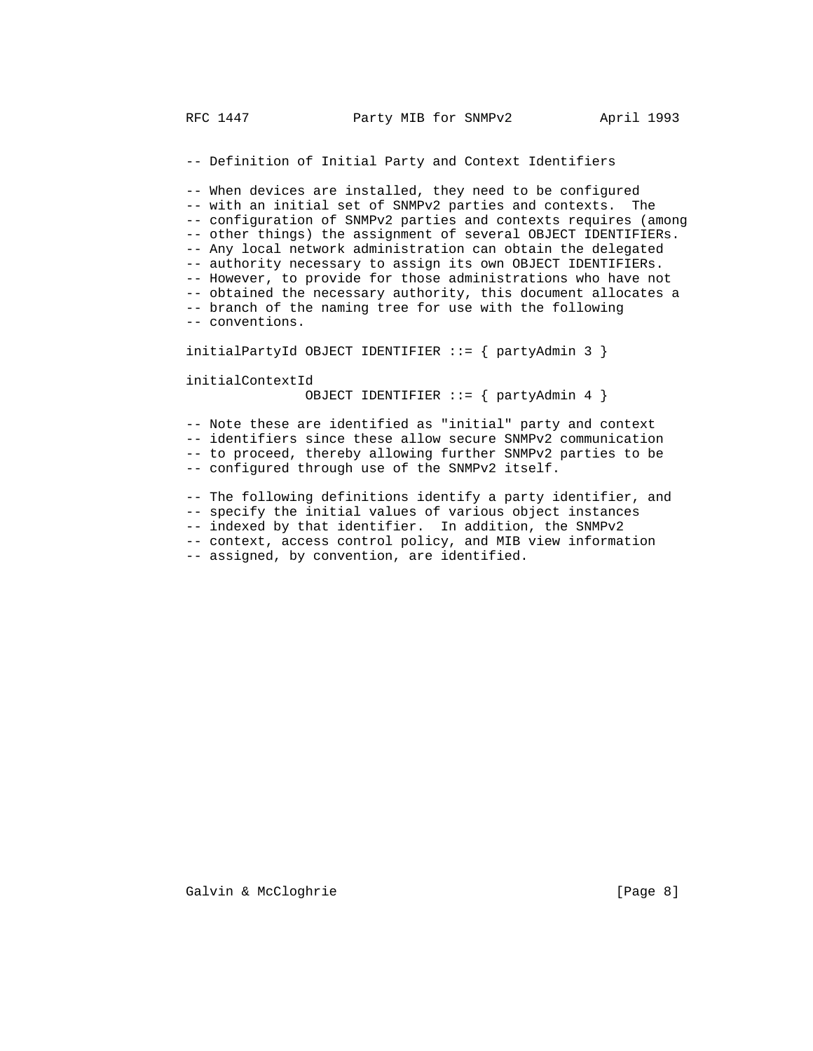```
-- Definition of Initial Party and Context Identifiers

-- When devices are installed, they need to be configured
-- with an initial set of SNMPv2 parties and contexts.  The
-- configuration of SNMPv2 parties and contexts requires (among
-- other things) the assignment of several OBJECT IDENTIFIERs.
-- Any local network administration can obtain the delegated
-- authority necessary to assign its own OBJECT IDENTIFIERs.
-- However, to provide for those administrations who have not
-- obtained the necessary authority, this document allocates a
-- branch of the naming tree for use with the following
-- conventions.

initialPartyId OBJECT IDENTIFIER ::= { partyAdmin 3 }

initialContextId
               OBJECT IDENTIFIER ::= { partyAdmin 4 }

-- Note these are identified as "initial" party and context
-- identifiers since these allow secure SNMPv2 communication
-- to proceed, thereby allowing further SNMPv2 parties to be
-- configured through use of the SNMPv2 itself.

-- The following definitions identify a party identifier, and
-- specify the initial values of various object instances
-- indexed by that identifier.  In addition, the SNMPv2
-- context, access control policy, and MIB view information
-- assigned, by convention, are identified.
```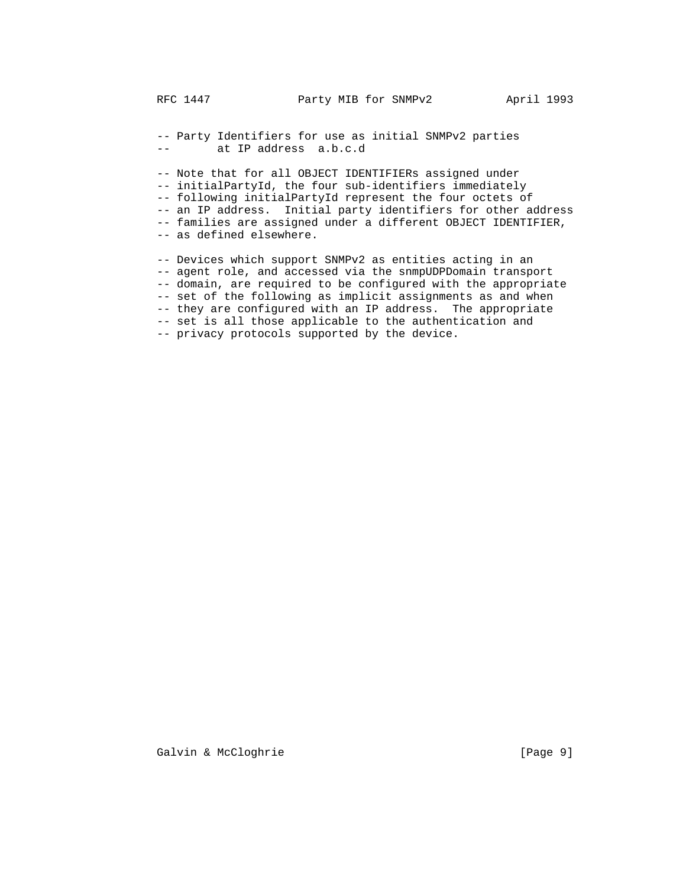```
-- Party Identifiers for use as initial SNMPv2 parties
--       at IP address  a.b.c.d

-- Note that for all OBJECT IDENTIFIERs assigned under
-- initialPartyId, the four sub-identifiers immediately
-- following initialPartyId represent the four octets of
-- an IP address.  Initial party identifiers for other address
-- families are assigned under a different OBJECT IDENTIFIER,
-- as defined elsewhere.

-- Devices which support SNMPv2 as entities acting in an
-- agent role, and accessed via the snmpUDPDomain transport
-- domain, are required to be configured with the appropriate
-- set of the following as implicit assignments as and when
-- they are configured with an IP address.  The appropriate
-- set is all those applicable to the authentication and
-- privacy protocols supported by the device.
```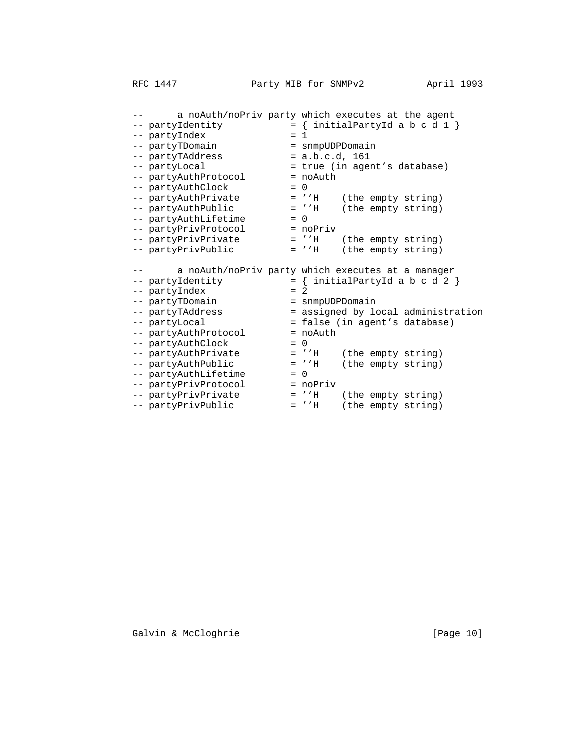```
--      a noAuth/noPriv party which executes at the agent
-- partyIdentity           = { initialPartyId a b c d 1 }
-- partyIndex              = 1
-- partyTDomain            = snmpUDPDomain
-- partyTAddress           = a.b.c.d, 161
-- partyLocal              = true (in agent's database)
-- partyAuthProtocol       = noAuth
-- partyAuthClock          = 0
-- partyAuthPrivate        = ''H    (the empty string)
-- partyAuthPublic         = ''H    (the empty string)
-- partyAuthLifetime       = 0
-- partyPrivProtocol       = noPriv
-- partyPrivPrivate        = ''H    (the empty string)
-- partyPrivPublic         = ''H    (the empty string)

--      a noAuth/noPriv party which executes at a manager
-- partyIdentity           = { initialPartyId a b c d 2 }
-- partyIndex              = 2
-- partyTDomain            = snmpUDPDomain
-- partyTAddress           = assigned by local administration
-- partyLocal              = false (in agent's database)
-- partyAuthProtocol       = noAuth
-- partyAuthClock          = 0
-- partyAuthPrivate        = ''H    (the empty string)
-- partyAuthPublic         = ''H    (the empty string)
-- partyAuthLifetime       = 0
-- partyPrivProtocol       = noPriv
-- partyPrivPrivate        = ''H    (the empty string)
-- partyPrivPublic         = ''H    (the empty string)
```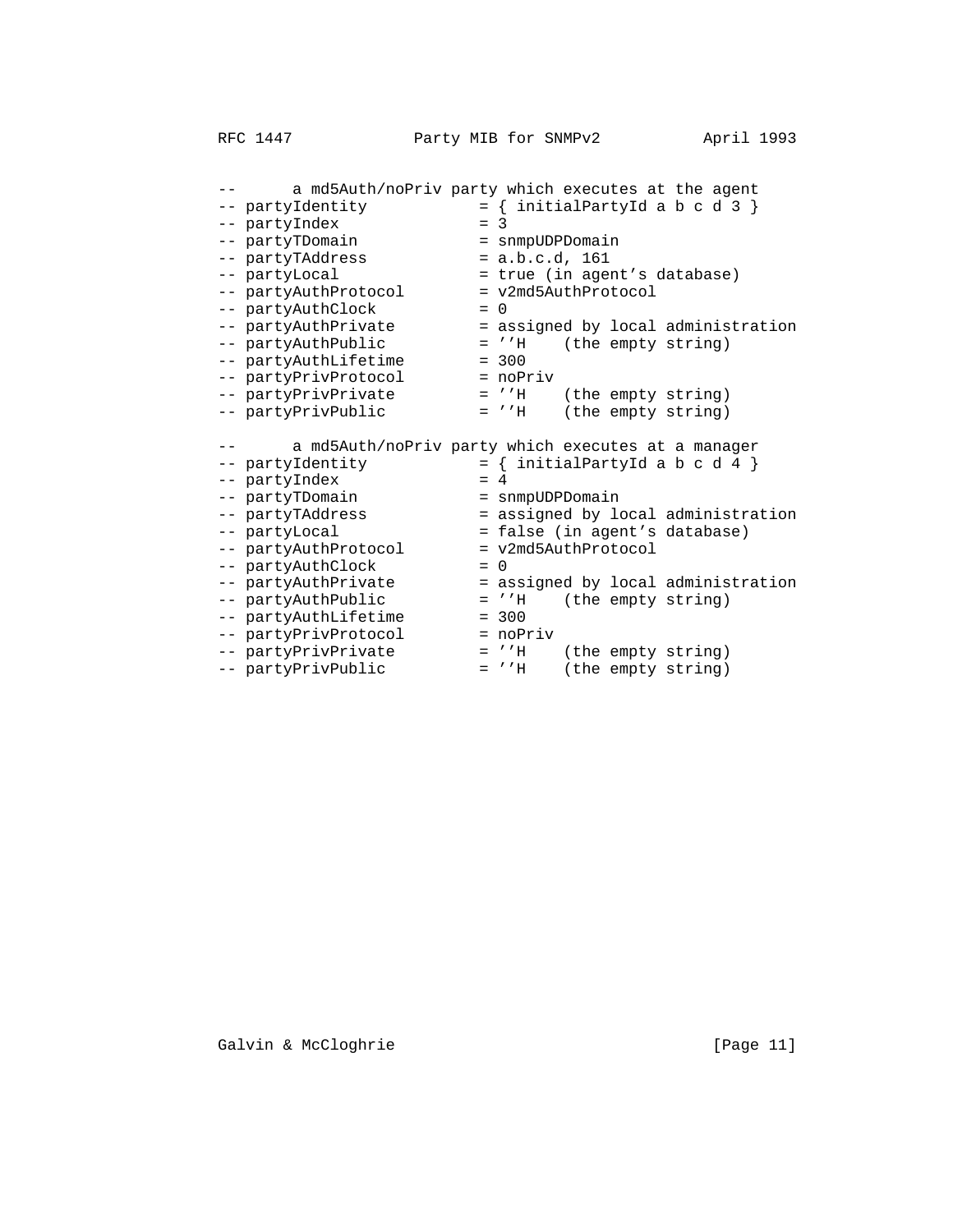```
--      a md5Auth/noPriv party which executes at the agent
-- partyIdentity           = { initialPartyId a b c d 3 }
-- partyIndex              = 3
-- partyTDomain            = snmpUDPDomain
-- partyTAddress           = a.b.c.d, 161
-- partyLocal              = true (in agent's database)
-- partyAuthProtocol       = v2md5AuthProtocol
-- partyAuthClock          = 0
-- partyAuthPrivate        = assigned by local administration
-- partyAuthPublic         = ''H    (the empty string)
-- partyAuthLifetime       = 300
-- partyPrivProtocol       = noPriv
-- partyPrivPrivate        = ''H    (the empty string)
-- partyPrivPublic         = ''H    (the empty string)

--      a md5Auth/noPriv party which executes at a manager
-- partyIdentity           = { initialPartyId a b c d 4 }
-- partyIndex              = 4
-- partyTDomain            = snmpUDPDomain
-- partyTAddress           = assigned by local administration
-- partyLocal              = false (in agent's database)
-- partyAuthProtocol       = v2md5AuthProtocol
-- partyAuthClock          = 0
-- partyAuthPrivate        = assigned by local administration
-- partyAuthPublic         = ''H    (the empty string)
-- partyAuthLifetime       = 300
-- partyPrivProtocol       = noPriv
-- partyPrivPrivate        = ''H    (the empty string)
-- partyPrivPublic         = ''H    (the empty string)
```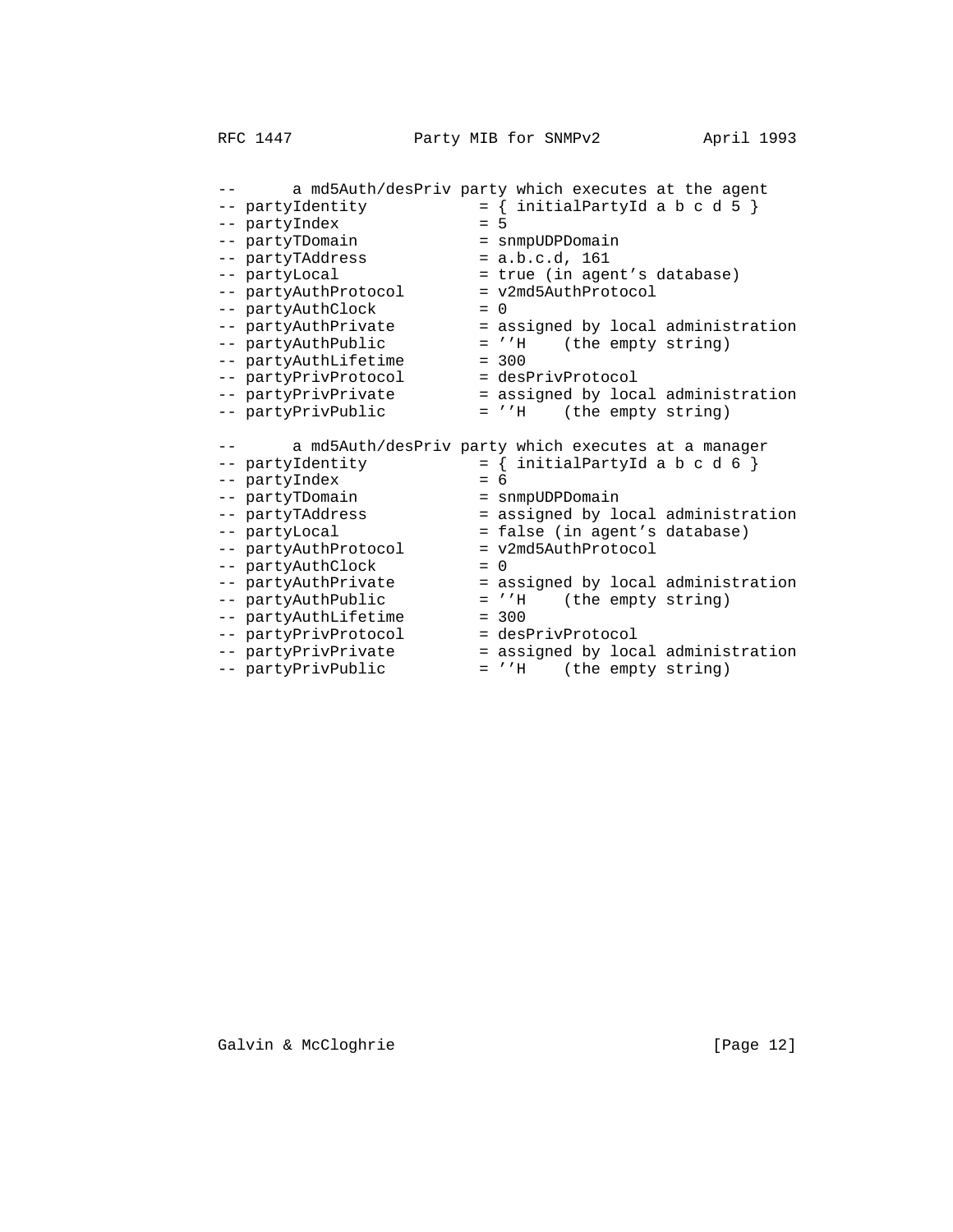```
--      a md5Auth/desPriv party which executes at the agent
-- partyIdentity           = { initialPartyId a b c d 5 }
-- partyIndex              = 5
-- partyTDomain            = snmpUDPDomain
-- partyTAddress           = a.b.c.d, 161
-- partyLocal              = true (in agent's database)
-- partyAuthProtocol       = v2md5AuthProtocol
-- partyAuthClock          = 0
-- partyAuthPrivate        = assigned by local administration
-- partyAuthPublic         = ''H    (the empty string)
-- partyAuthLifetime       = 300
-- partyPrivProtocol       = desPrivProtocol
-- partyPrivPrivate        = assigned by local administration
-- partyPrivPublic         = ''H    (the empty string)

--      a md5Auth/desPriv party which executes at a manager
-- partyIdentity           = { initialPartyId a b c d 6 }
-- partyIndex              = 6
-- partyTDomain            = snmpUDPDomain
-- partyTAddress           = assigned by local administration
-- partyLocal              = false (in agent's database)
-- partyAuthProtocol       = v2md5AuthProtocol
-- partyAuthClock          = 0
-- partyAuthPrivate        = assigned by local administration
-- partyAuthPublic         = ''H    (the empty string)
-- partyAuthLifetime       = 300
-- partyPrivProtocol       = desPrivProtocol
-- partyPrivPrivate        = assigned by local administration
-- partyPrivPublic         = ''H    (the empty string)
```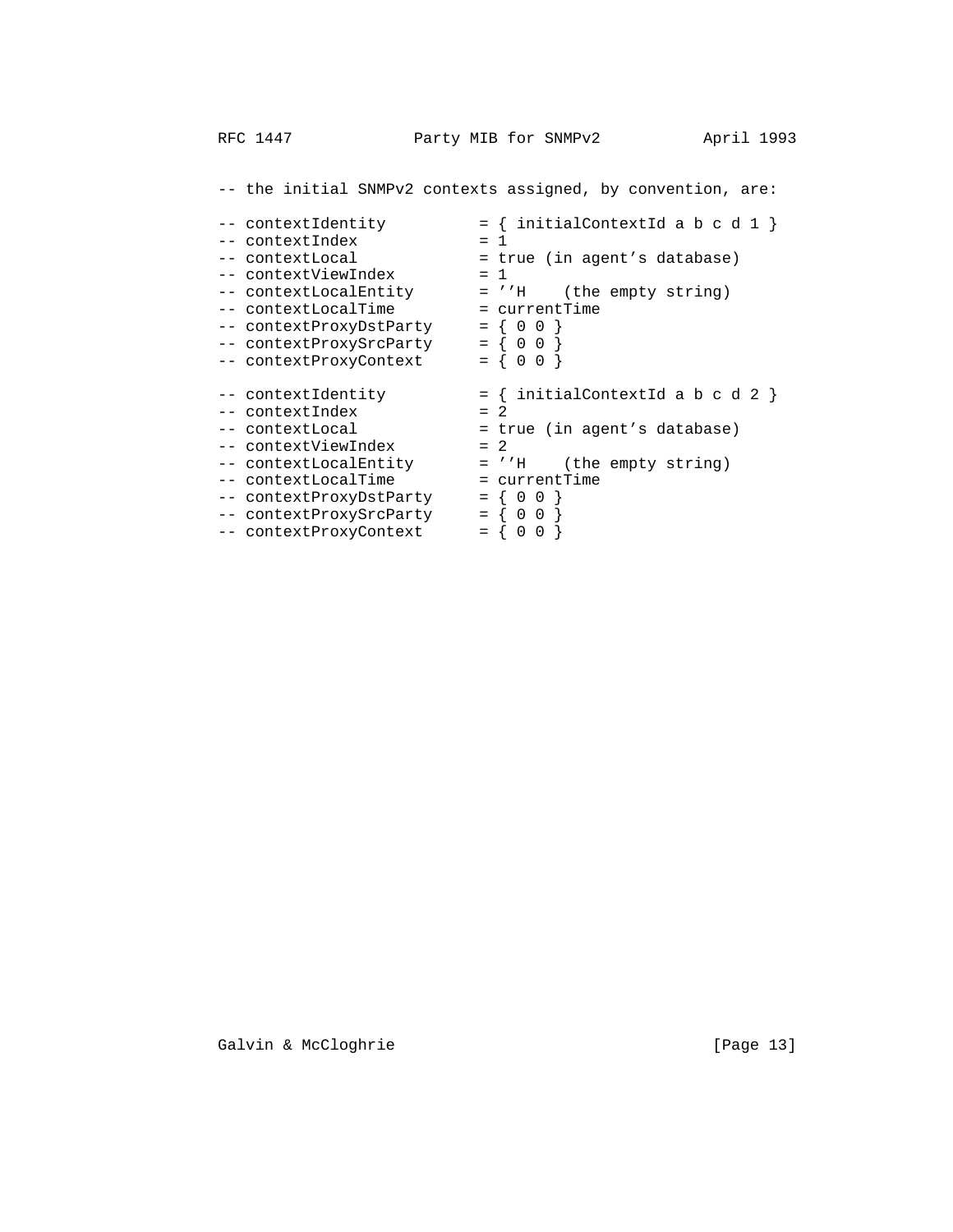```
-- the initial SNMPv2 contexts assigned, by convention, are:

-- contextIdentity          = { initialContextId a b c d 1 }
-- contextIndex             = 1
-- contextLocal             = true (in agent's database)
-- contextViewIndex         = 1
-- contextLocalEntity       = ''H    (the empty string)
-- contextLocalTime         = currentTime
-- contextProxyDstParty     = { 0 0 }
-- contextProxySrcParty     = { 0 0 }
-- contextProxyContext      = { 0 0 }

-- contextIdentity          = { initialContextId a b c d 2 }
-- contextIndex             = 2
-- contextLocal             = true (in agent's database)
-- contextViewIndex         = 2
-- contextLocalEntity       = ''H    (the empty string)
-- contextLocalTime         = currentTime
-- contextProxyDstParty     = { 0 0 }
-- contextProxySrcParty     = { 0 0 }
-- contextProxyContext      = { 0 0 }
```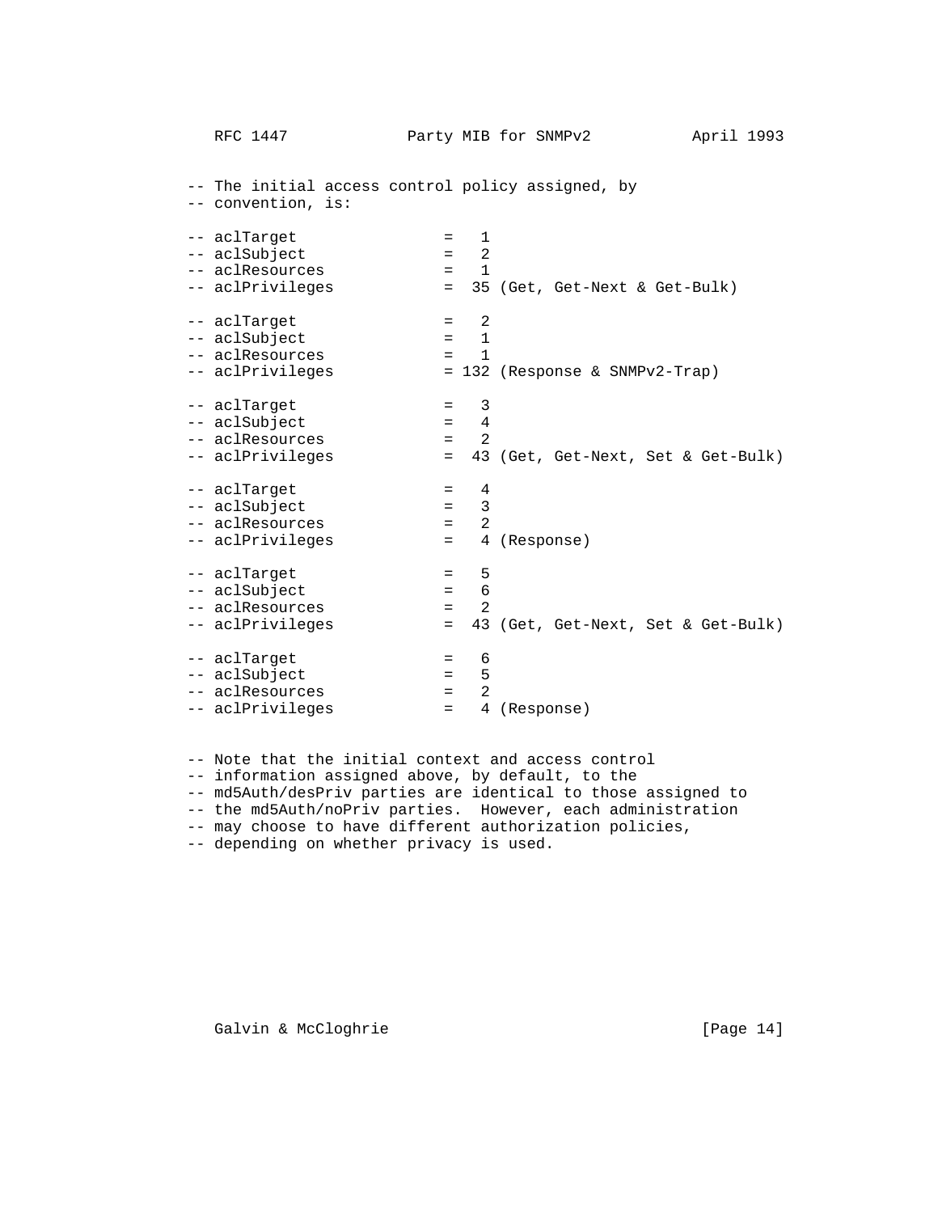```
-- The initial access control policy assigned, by
-- convention, is:

-- aclTarget              =   1
-- aclSubject             =   2
-- aclResources           =   1
-- aclPrivileges          =  35 (Get, Get-Next & Get-Bulk)

-- aclTarget              =   2
-- aclSubject             =   1
-- aclResources           =   1
-- aclPrivileges          = 132 (Response & SNMPv2-Trap)

-- aclTarget              =   3
-- aclSubject             =   4
-- aclResources           =   2
-- aclPrivileges          =  43 (Get, Get-Next, Set & Get-Bulk)

-- aclTarget              =   4
-- aclSubject             =   3
-- aclResources           =   2
-- aclPrivileges          =   4 (Response)

-- aclTarget              =   5
-- aclSubject             =   6
-- aclResources           =   2
-- aclPrivileges          =  43 (Get, Get-Next, Set & Get-Bulk)

-- aclTarget              =   6
-- aclSubject             =   5
-- aclResources           =   2
-- aclPrivileges          =   4 (Response)


-- Note that the initial context and access control
-- information assigned above, by default, to the
-- md5Auth/desPriv parties are identical to those assigned to
-- the md5Auth/noPriv parties.  However, each administration
-- may choose to have different authorization policies,
-- depending on whether privacy is used.
```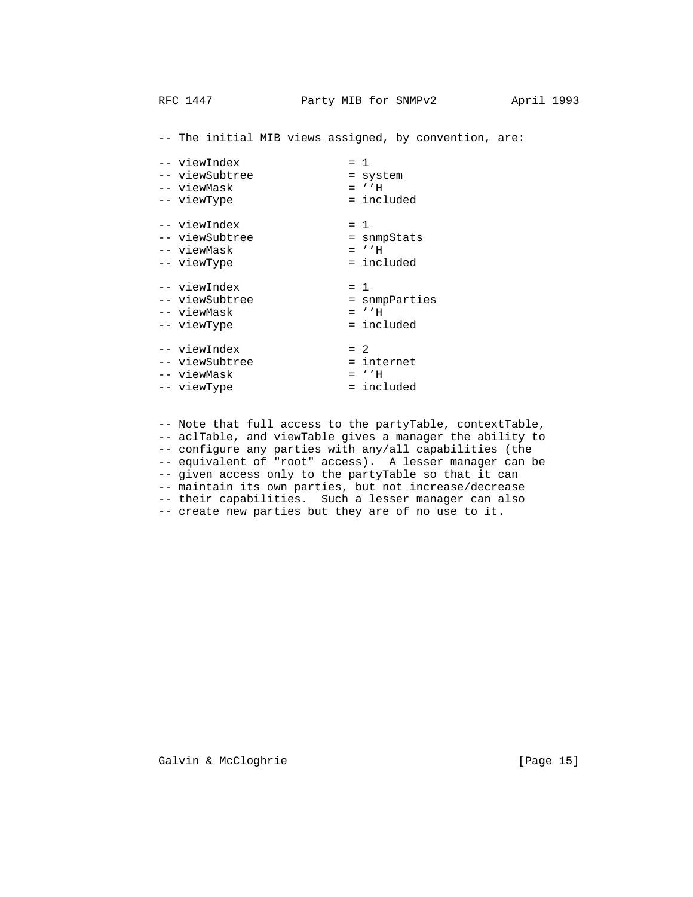```
-- The initial MIB views assigned, by convention, are:

-- viewIndex               = 1
-- viewSubtree             = system
-- viewMask                = ''H
-- viewType                = included

-- viewIndex               = 1
-- viewSubtree             = snmpStats
-- viewMask                = ''H
-- viewType                = included

-- viewIndex               = 1
-- viewSubtree             = snmpParties
-- viewMask                = ''H
-- viewType                = included

-- viewIndex               = 2
-- viewSubtree             = internet
-- viewMask                = ''H
-- viewType                = included


-- Note that full access to the partyTable, contextTable,
-- aclTable, and viewTable gives a manager the ability to
-- configure any parties with any/all capabilities (the
-- equivalent of "root" access).  A lesser manager can be
-- given access only to the partyTable so that it can
-- maintain its own parties, but not increase/decrease
-- their capabilities.  Such a lesser manager can also
-- create new parties but they are of no use to it.
```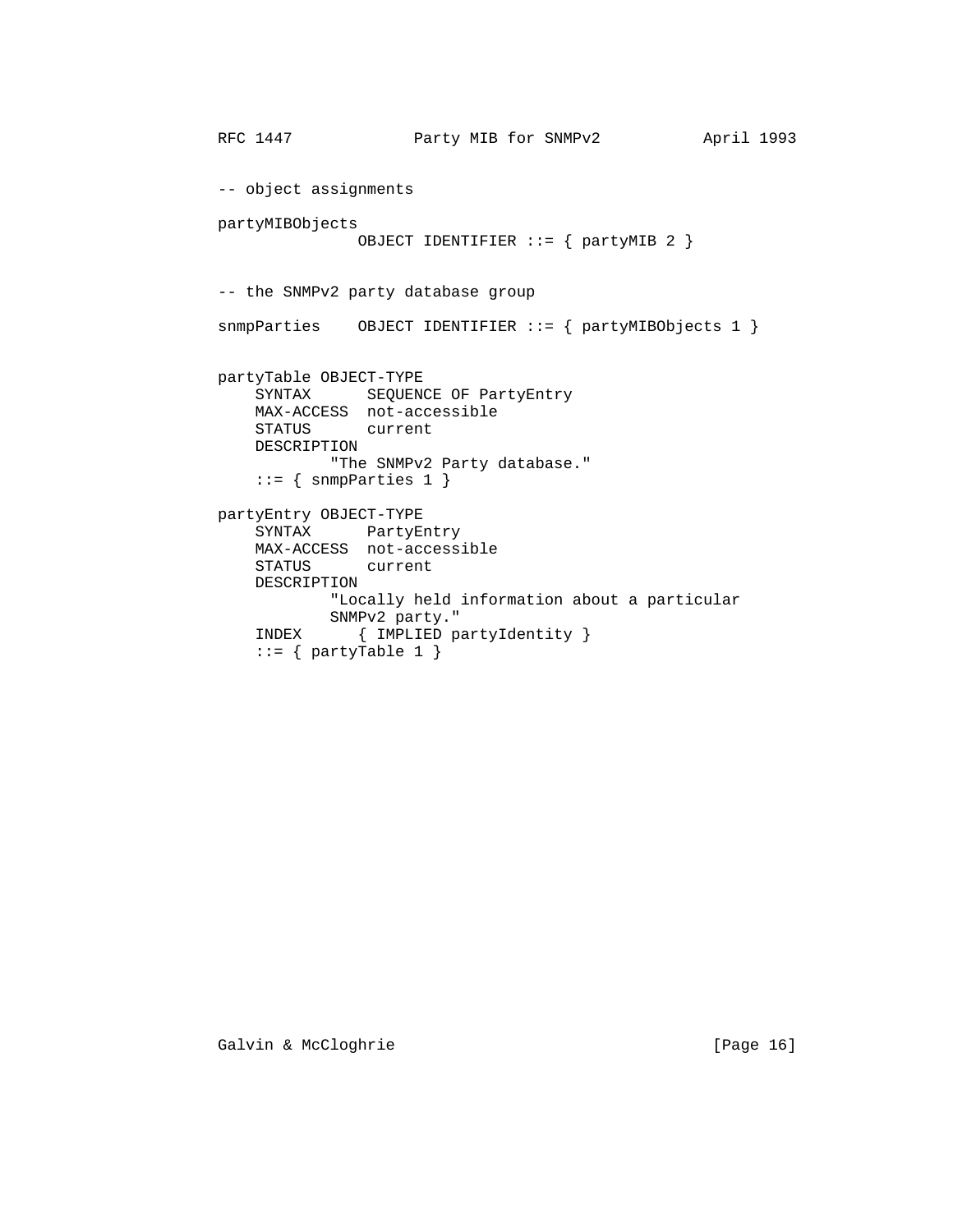```
-- object assignments

partyMIBObjects
               OBJECT IDENTIFIER ::= { partyMIB 2 }


-- the SNMPv2 party database group

snmpParties    OBJECT IDENTIFIER ::= { partyMIBObjects 1 }


partyTable OBJECT-TYPE
    SYNTAX      SEQUENCE OF PartyEntry
    MAX-ACCESS  not-accessible
    STATUS      current
    DESCRIPTION
            "The SNMPv2 Party database."
    ::= { snmpParties 1 }

partyEntry OBJECT-TYPE
    SYNTAX      PartyEntry
    MAX-ACCESS  not-accessible
    STATUS      current
    DESCRIPTION
            "Locally held information about a particular
            SNMPv2 party."
    INDEX      { IMPLIED partyIdentity }
    ::= { partyTable 1 }
```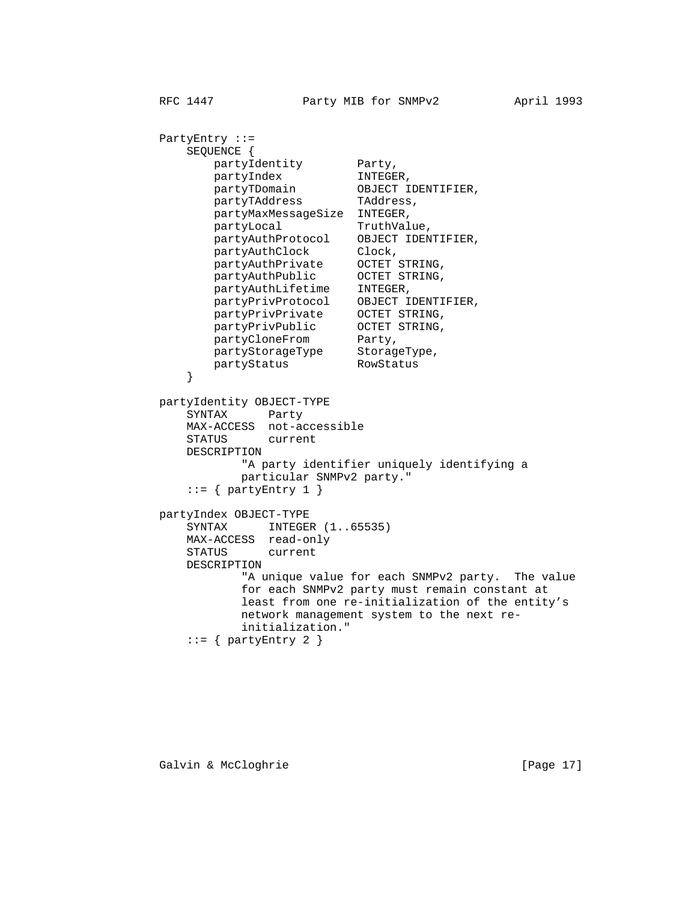```
PartyEntry ::=
    SEQUENCE {
        partyIdentity        Party,
        partyIndex           INTEGER,
        partyTDomain         OBJECT IDENTIFIER,
        partyTAddress        TAddress,
        partyMaxMessageSize  INTEGER,
        partyLocal           TruthValue,
        partyAuthProtocol    OBJECT IDENTIFIER,
        partyAuthClock       Clock,
        partyAuthPrivate     OCTET STRING,
        partyAuthPublic      OCTET STRING,
        partyAuthLifetime    INTEGER,
        partyPrivProtocol    OBJECT IDENTIFIER,
        partyPrivPrivate     OCTET STRING,
        partyPrivPublic      OCTET STRING,
        partyCloneFrom       Party,
        partyStorageType     StorageType,
        partyStatus          RowStatus
    }

partyIdentity OBJECT-TYPE
    SYNTAX      Party
    MAX-ACCESS  not-accessible
    STATUS      current
    DESCRIPTION
            "A party identifier uniquely identifying a
            particular SNMPv2 party."
    ::= { partyEntry 1 }

partyIndex OBJECT-TYPE
    SYNTAX      INTEGER (1..65535)
    MAX-ACCESS  read-only
    STATUS      current
    DESCRIPTION
            "A unique value for each SNMPv2 party.  The value
            for each SNMPv2 party must remain constant at
            least from one re-initialization of the entity's
            network management system to the next re-
            initialization."
    ::= { partyEntry 2 }
```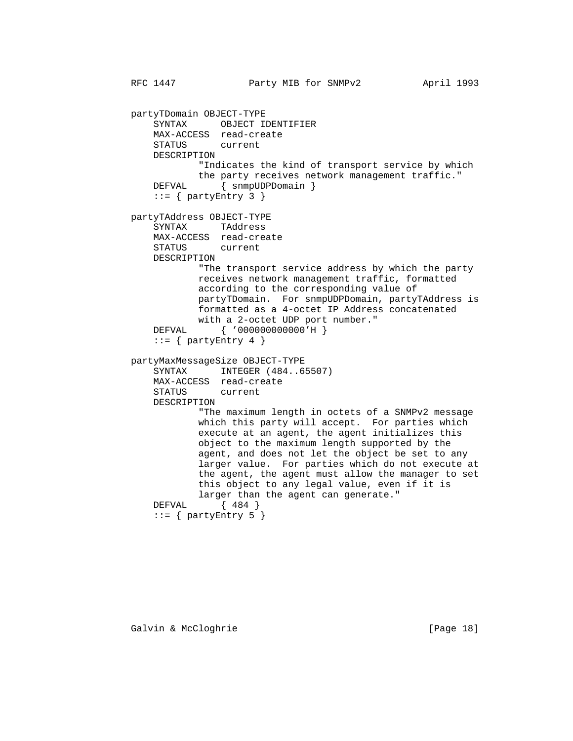```
partyTDomain OBJECT-TYPE
    SYNTAX      OBJECT IDENTIFIER
    MAX-ACCESS  read-create
    STATUS      current
    DESCRIPTION
            "Indicates the kind of transport service by which
            the party receives network management traffic."
    DEFVAL      { snmpUDPDomain }
    ::= { partyEntry 3 }

partyTAddress OBJECT-TYPE
    SYNTAX      TAddress
    MAX-ACCESS  read-create
    STATUS      current
    DESCRIPTION
            "The transport service address by which the party
            receives network management traffic, formatted
            according to the corresponding value of
            partyTDomain.  For snmpUDPDomain, partyTAddress is
            formatted as a 4-octet IP Address concatenated
            with a 2-octet UDP port number."
    DEFVAL      { '000000000000'H }
    ::= { partyEntry 4 }

partyMaxMessageSize OBJECT-TYPE
    SYNTAX      INTEGER (484..65507)
    MAX-ACCESS  read-create
    STATUS      current
    DESCRIPTION
            "The maximum length in octets of a SNMPv2 message
            which this party will accept.  For parties which
            execute at an agent, the agent initializes this
            object to the maximum length supported by the
            agent, and does not let the object be set to any
            larger value.  For parties which do not execute at
            the agent, the agent must allow the manager to set
            this object to any legal value, even if it is
            larger than the agent can generate."
    DEFVAL      { 484 }
    ::= { partyEntry 5 }
```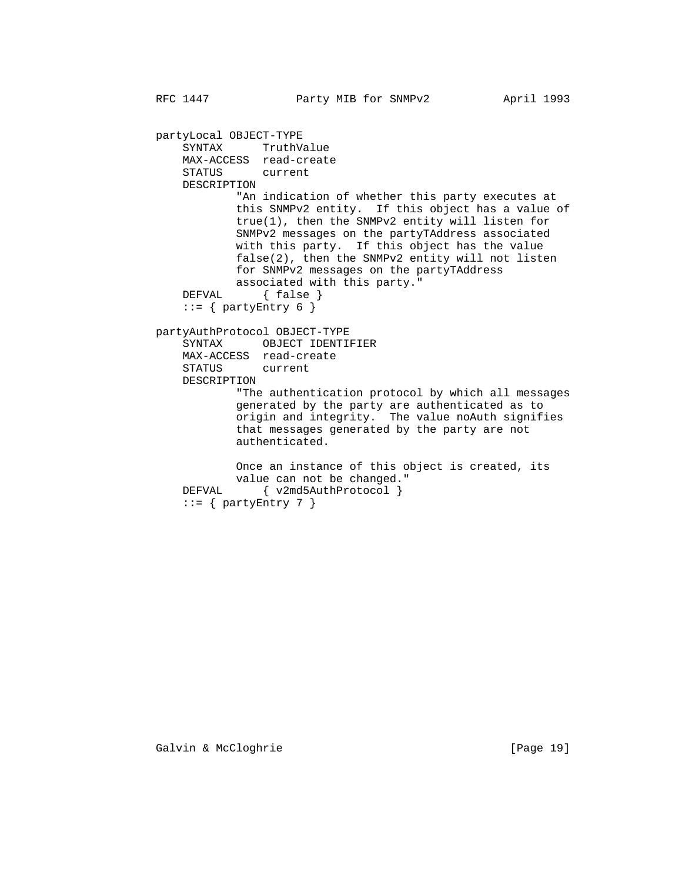```
partyLocal OBJECT-TYPE
    SYNTAX      TruthValue
    MAX-ACCESS  read-create
    STATUS      current
    DESCRIPTION
            "An indication of whether this party executes at
            this SNMPv2 entity.  If this object has a value of
            true(1), then the SNMPv2 entity will listen for
            SNMPv2 messages on the partyTAddress associated
            with this party.  If this object has the value
            false(2), then the SNMPv2 entity will not listen
            for SNMPv2 messages on the partyTAddress
            associated with this party."
    DEFVAL      { false }
    ::= { partyEntry 6 }

partyAuthProtocol OBJECT-TYPE
    SYNTAX      OBJECT IDENTIFIER
    MAX-ACCESS  read-create
    STATUS      current
    DESCRIPTION
            "The authentication protocol by which all messages
            generated by the party are authenticated as to
            origin and integrity.  The value noAuth signifies
            that messages generated by the party are not
            authenticated.

            Once an instance of this object is created, its
            value can not be changed."
    DEFVAL      { v2md5AuthProtocol }
    ::= { partyEntry 7 }
```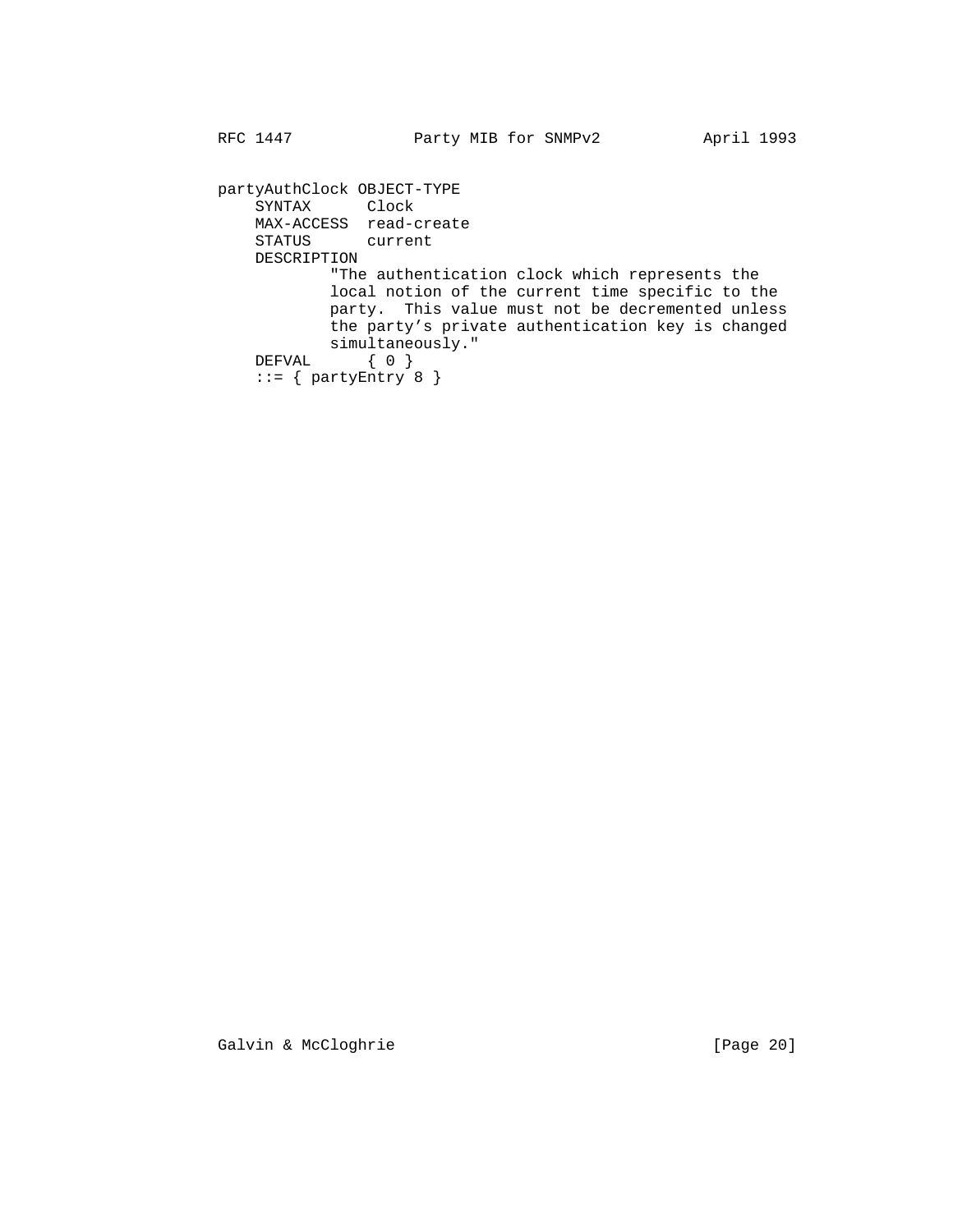```
partyAuthClock OBJECT-TYPE
    SYNTAX      Clock
    MAX-ACCESS  read-create
    STATUS      current
    DESCRIPTION
            "The authentication clock which represents the
            local notion of the current time specific to the
            party.  This value must not be decremented unless
            the party's private authentication key is changed
            simultaneously."
    DEFVAL      { 0 }
    ::= { partyEntry 8 }
```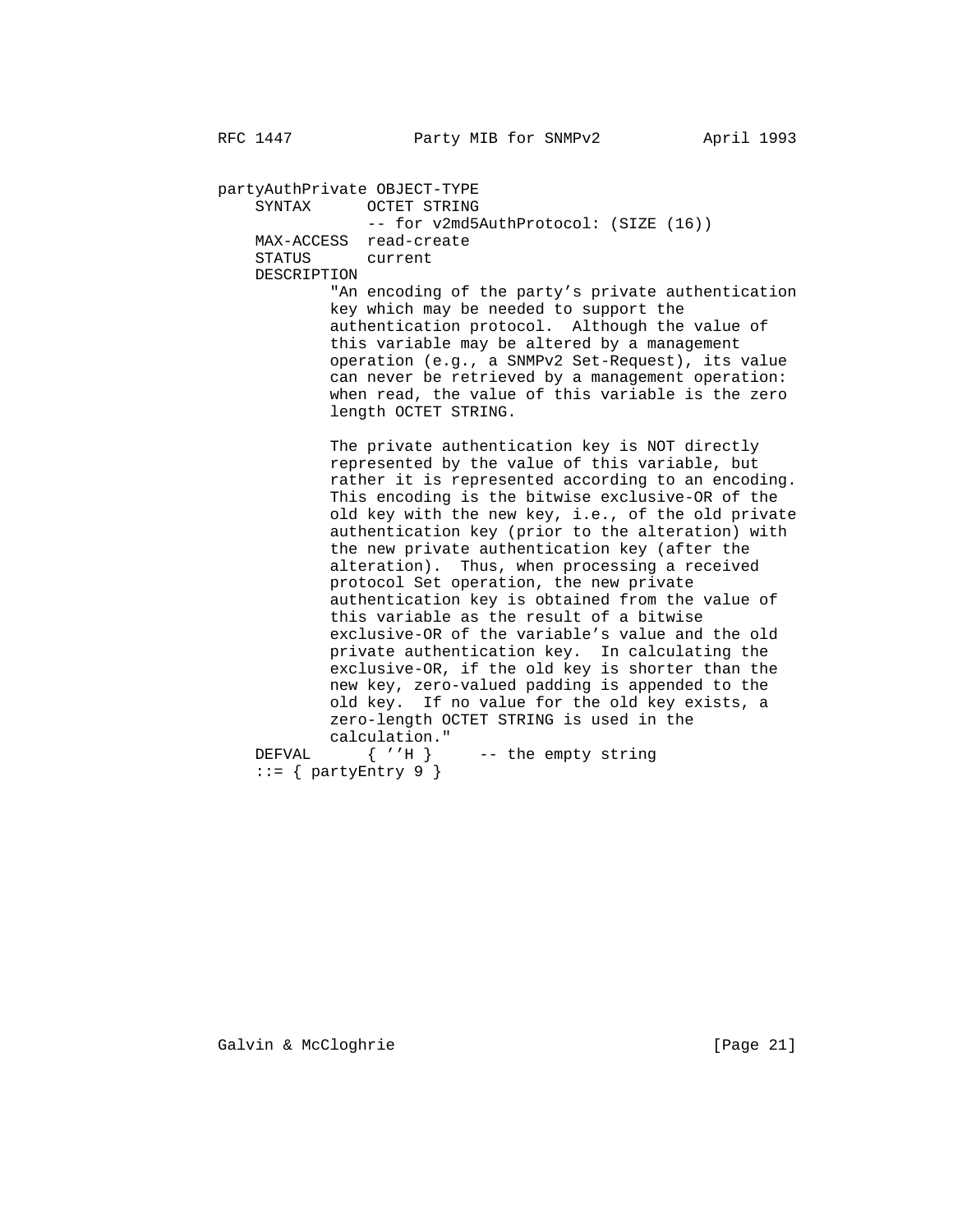```
partyAuthPrivate OBJECT-TYPE
    SYNTAX      OCTET STRING
                -- for v2md5AuthProtocol: (SIZE (16))
    MAX-ACCESS  read-create
    STATUS      current
    DESCRIPTION
            "An encoding of the party's private authentication
            key which may be needed to support the
            authentication protocol.  Although the value of
            this variable may be altered by a management
            operation (e.g., a SNMPv2 Set-Request), its value
            can never be retrieved by a management operation:
            when read, the value of this variable is the zero
            length OCTET STRING.

            The private authentication key is NOT directly
            represented by the value of this variable, but
            rather it is represented according to an encoding.
            This encoding is the bitwise exclusive-OR of the
            old key with the new key, i.e., of the old private
            authentication key (prior to the alteration) with
            the new private authentication key (after the
            alteration).  Thus, when processing a received
            protocol Set operation, the new private
            authentication key is obtained from the value of
            this variable as the result of a bitwise
            exclusive-OR of the variable's value and the old
            private authentication key.  In calculating the
            exclusive-OR, if the old key is shorter than the
            new key, zero-valued padding is appended to the
            old key.  If no value for the old key exists, a
            zero-length OCTET STRING is used in the
            calculation."
    DEFVAL      { ''H }     -- the empty string
    ::= { partyEntry 9 }
```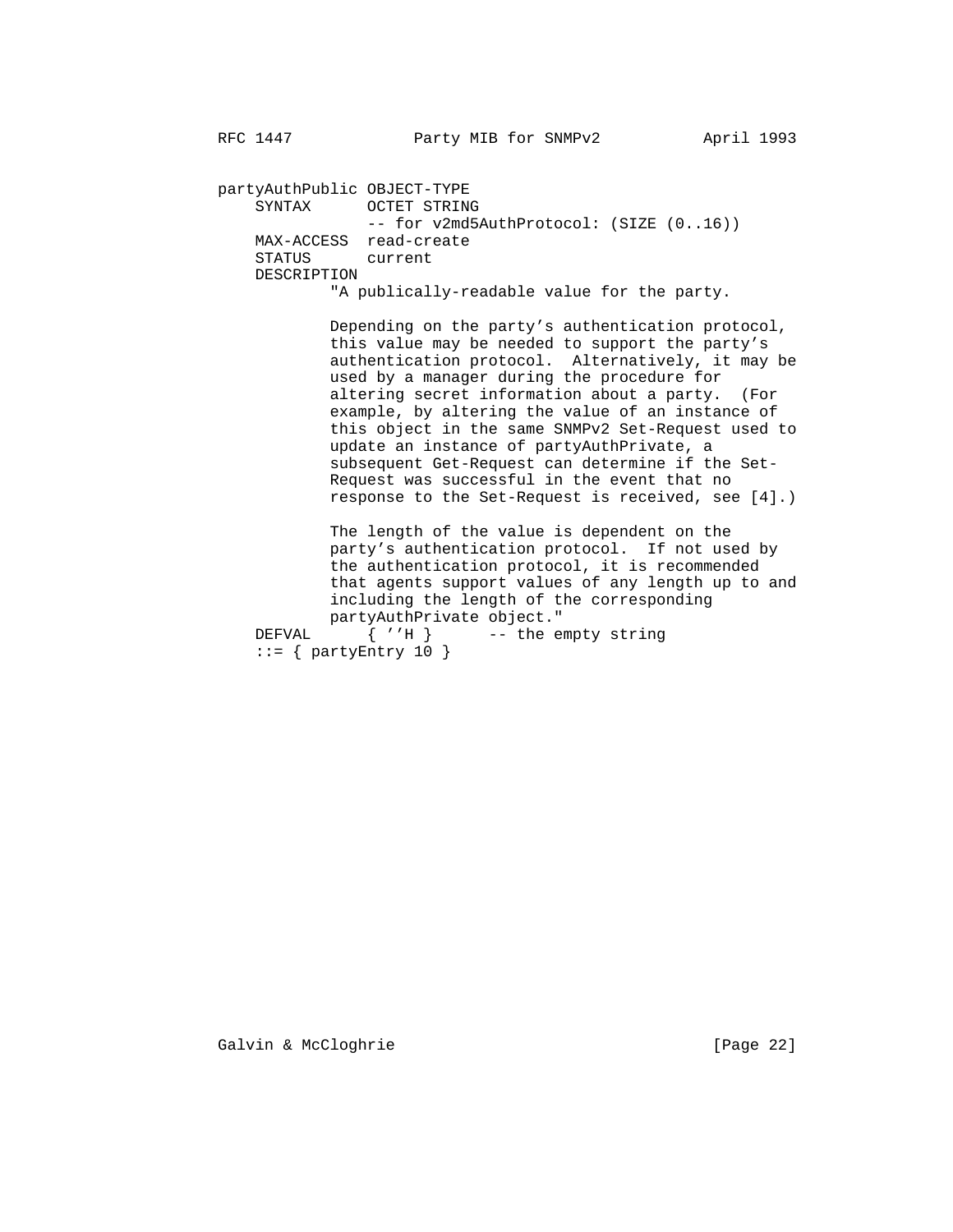```
partyAuthPublic OBJECT-TYPE
    SYNTAX      OCTET STRING
                -- for v2md5AuthProtocol: (SIZE (0..16))
    MAX-ACCESS  read-create
    STATUS      current
    DESCRIPTION
            "A publically-readable value for the party.

            Depending on the party's authentication protocol,
            this value may be needed to support the party's
            authentication protocol.  Alternatively, it may be
            used by a manager during the procedure for
            altering secret information about a party.  (For
            example, by altering the value of an instance of
            this object in the same SNMPv2 Set-Request used to
            update an instance of partyAuthPrivate, a
            subsequent Get-Request can determine if the Set-
            Request was successful in the event that no
            response to the Set-Request is received, see [4].)

            The length of the value is dependent on the
            party's authentication protocol.  If not used by
            the authentication protocol, it is recommended
            that agents support values of any length up to and
            including the length of the corresponding
            partyAuthPrivate object."
    DEFVAL      { ''H }      -- the empty string
    ::= { partyEntry 10 }
```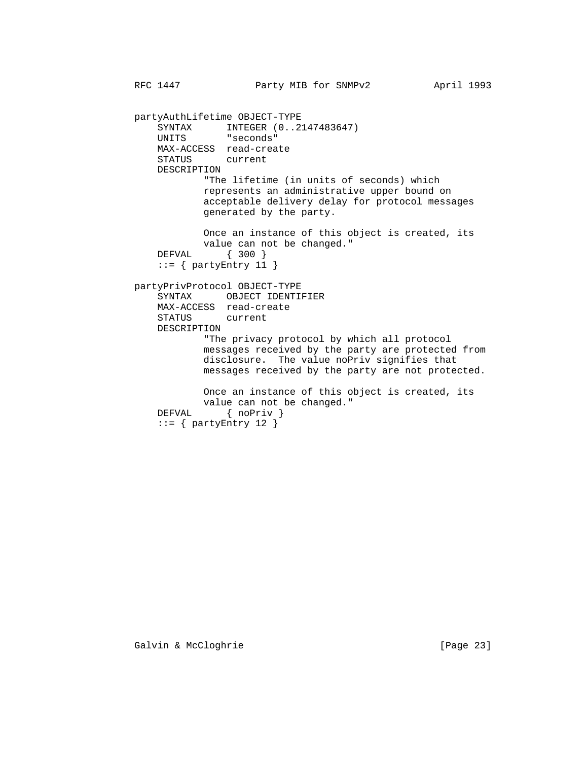```
partyAuthLifetime OBJECT-TYPE
    SYNTAX      INTEGER (0..2147483647)
    UNITS       "seconds"
    MAX-ACCESS  read-create
    STATUS      current
    DESCRIPTION
            "The lifetime (in units of seconds) which
            represents an administrative upper bound on
            acceptable delivery delay for protocol messages
            generated by the party.

            Once an instance of this object is created, its
            value can not be changed."
    DEFVAL      { 300 }
    ::= { partyEntry 11 }

partyPrivProtocol OBJECT-TYPE
    SYNTAX      OBJECT IDENTIFIER
    MAX-ACCESS  read-create
    STATUS      current
    DESCRIPTION
            "The privacy protocol by which all protocol
            messages received by the party are protected from
            disclosure.  The value noPriv signifies that
            messages received by the party are not protected.

            Once an instance of this object is created, its
            value can not be changed."
    DEFVAL      { noPriv }
    ::= { partyEntry 12 }
```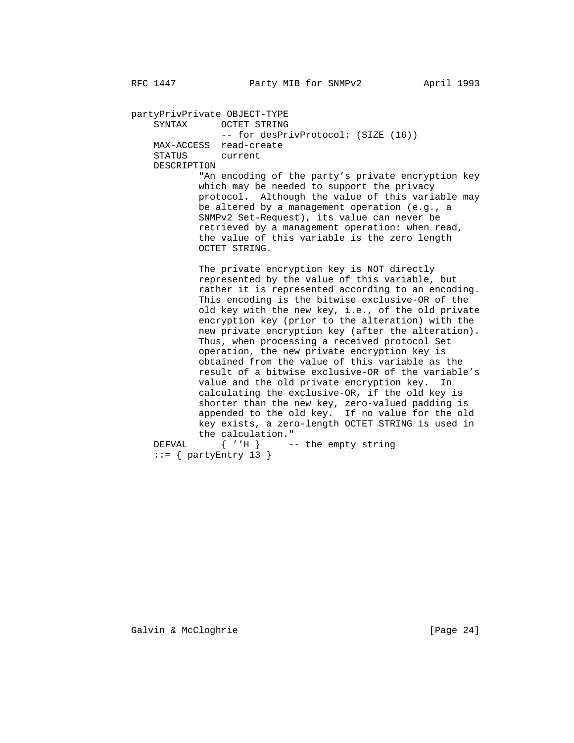```
partyPrivPrivate OBJECT-TYPE
    SYNTAX      OCTET STRING
                -- for desPrivProtocol: (SIZE (16))
    MAX-ACCESS  read-create
    STATUS      current
    DESCRIPTION
            "An encoding of the party's private encryption key
            which may be needed to support the privacy
            protocol.  Although the value of this variable may
            be altered by a management operation (e.g., a
            SNMPv2 Set-Request), its value can never be
            retrieved by a management operation: when read,
            the value of this variable is the zero length
            OCTET STRING.

            The private encryption key is NOT directly
            represented by the value of this variable, but
            rather it is represented according to an encoding.
            This encoding is the bitwise exclusive-OR of the
            old key with the new key, i.e., of the old private
            encryption key (prior to the alteration) with the
            new private encryption key (after the alteration).
            Thus, when processing a received protocol Set
            operation, the new private encryption key is
            obtained from the value of this variable as the
            result of a bitwise exclusive-OR of the variable's
            value and the old private encryption key.  In
            calculating the exclusive-OR, if the old key is
            shorter than the new key, zero-valued padding is
            appended to the old key.  If no value for the old
            key exists, a zero-length OCTET STRING is used in
            the calculation."
    DEFVAL      { ''H }     -- the empty string
    ::= { partyEntry 13 }
```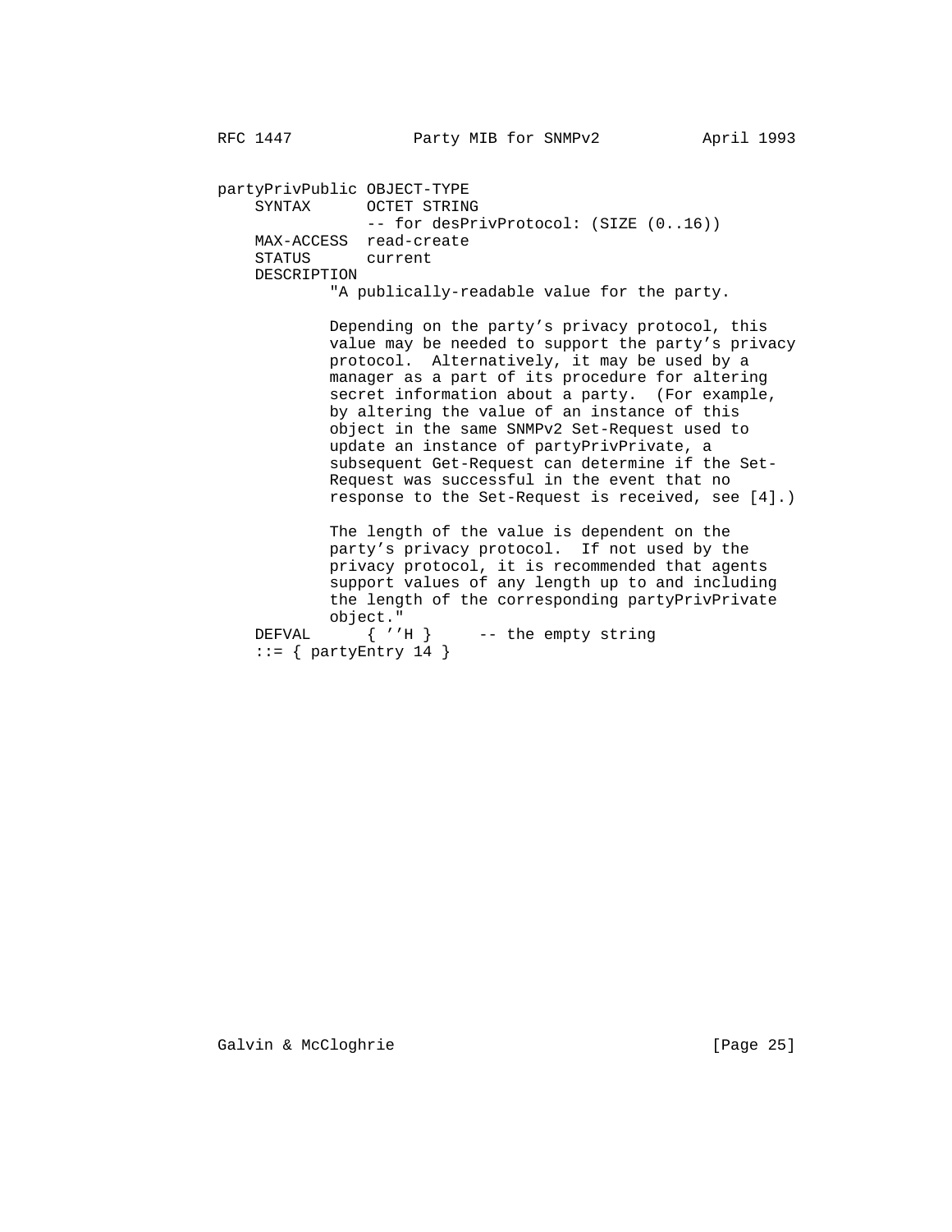```
partyPrivPublic OBJECT-TYPE
    SYNTAX      OCTET STRING
                -- for desPrivProtocol: (SIZE (0..16))
    MAX-ACCESS  read-create
    STATUS      current
    DESCRIPTION
            "A publically-readable value for the party.

            Depending on the party's privacy protocol, this
            value may be needed to support the party's privacy
            protocol.  Alternatively, it may be used by a
            manager as a part of its procedure for altering
            secret information about a party.  (For example,
            by altering the value of an instance of this
            object in the same SNMPv2 Set-Request used to
            update an instance of partyPrivPrivate, a
            subsequent Get-Request can determine if the Set-
            Request was successful in the event that no
            response to the Set-Request is received, see [4].)

            The length of the value is dependent on the
            party's privacy protocol.  If not used by the
            privacy protocol, it is recommended that agents
            support values of any length up to and including
            the length of the corresponding partyPrivPrivate
            object."
    DEFVAL      { ''H }     -- the empty string
    ::= { partyEntry 14 }
```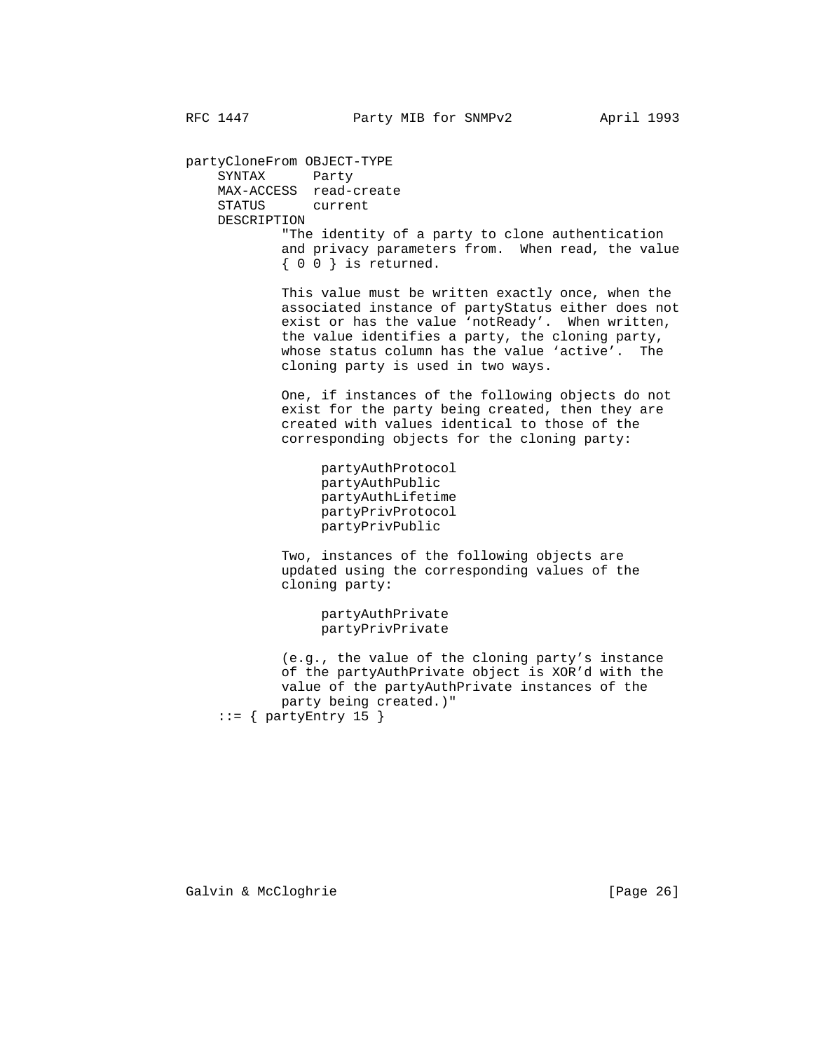```
partyCloneFrom OBJECT-TYPE
    SYNTAX      Party
    MAX-ACCESS  read-create
    STATUS      current
    DESCRIPTION
            "The identity of a party to clone authentication
            and privacy parameters from.  When read, the value
            { 0 0 } is returned.

            This value must be written exactly once, when the
            associated instance of partyStatus either does not
            exist or has the value `notReady'.  When written,
            the value identifies a party, the cloning party,
            whose status column has the value `active'.  The
            cloning party is used in two ways.

            One, if instances of the following objects do not
            exist for the party being created, then they are
            created with values identical to those of the
            corresponding objects for the cloning party:

                 partyAuthProtocol
                 partyAuthPublic
                 partyAuthLifetime
                 partyPrivProtocol
                 partyPrivPublic

            Two, instances of the following objects are
            updated using the corresponding values of the
            cloning party:

                 partyAuthPrivate
                 partyPrivPrivate

            (e.g., the value of the cloning party's instance
            of the partyAuthPrivate object is XOR'd with the
            value of the partyAuthPrivate instances of the
            party being created.)"
    ::= { partyEntry 15 }
```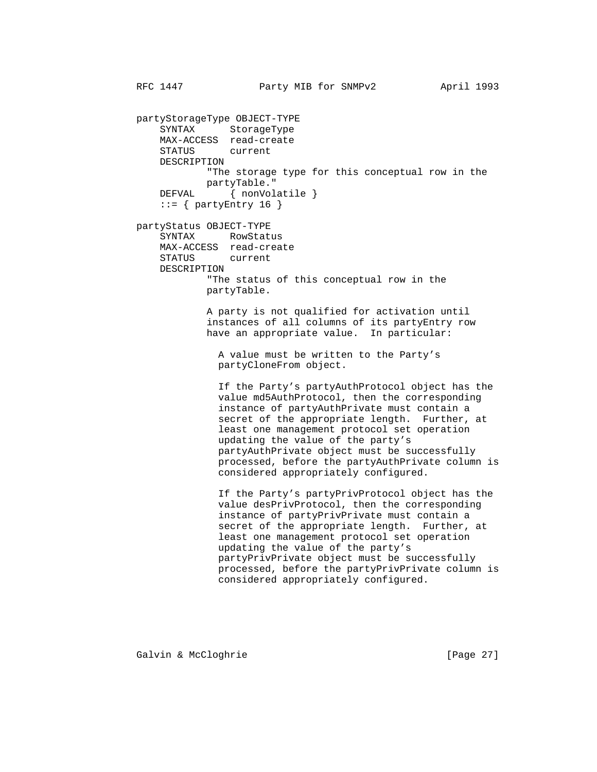```
partyStorageType OBJECT-TYPE
    SYNTAX      StorageType
    MAX-ACCESS  read-create
    STATUS      current
    DESCRIPTION
            "The storage type for this conceptual row in the
            partyTable."
    DEFVAL      { nonVolatile }
    ::= { partyEntry 16 }

partyStatus OBJECT-TYPE
    SYNTAX      RowStatus
    MAX-ACCESS  read-create
    STATUS      current
    DESCRIPTION
            "The status of this conceptual row in the
            partyTable.

            A party is not qualified for activation until
            instances of all columns of its partyEntry row
            have an appropriate value.  In particular:

              A value must be written to the Party's
              partyCloneFrom object.

              If the Party's partyAuthProtocol object has the
              value md5AuthProtocol, then the corresponding
              instance of partyAuthPrivate must contain a
              secret of the appropriate length.  Further, at
              least one management protocol set operation
              updating the value of the party's
              partyAuthPrivate object must be successfully
              processed, before the partyAuthPrivate column is
              considered appropriately configured.

              If the Party's partyPrivProtocol object has the
              value desPrivProtocol, then the corresponding
              instance of partyPrivPrivate must contain a
              secret of the appropriate length.  Further, at
              least one management protocol set operation
              updating the value of the party's
              partyPrivPrivate object must be successfully
              processed, before the partyPrivPrivate column is
              considered appropriately configured.
```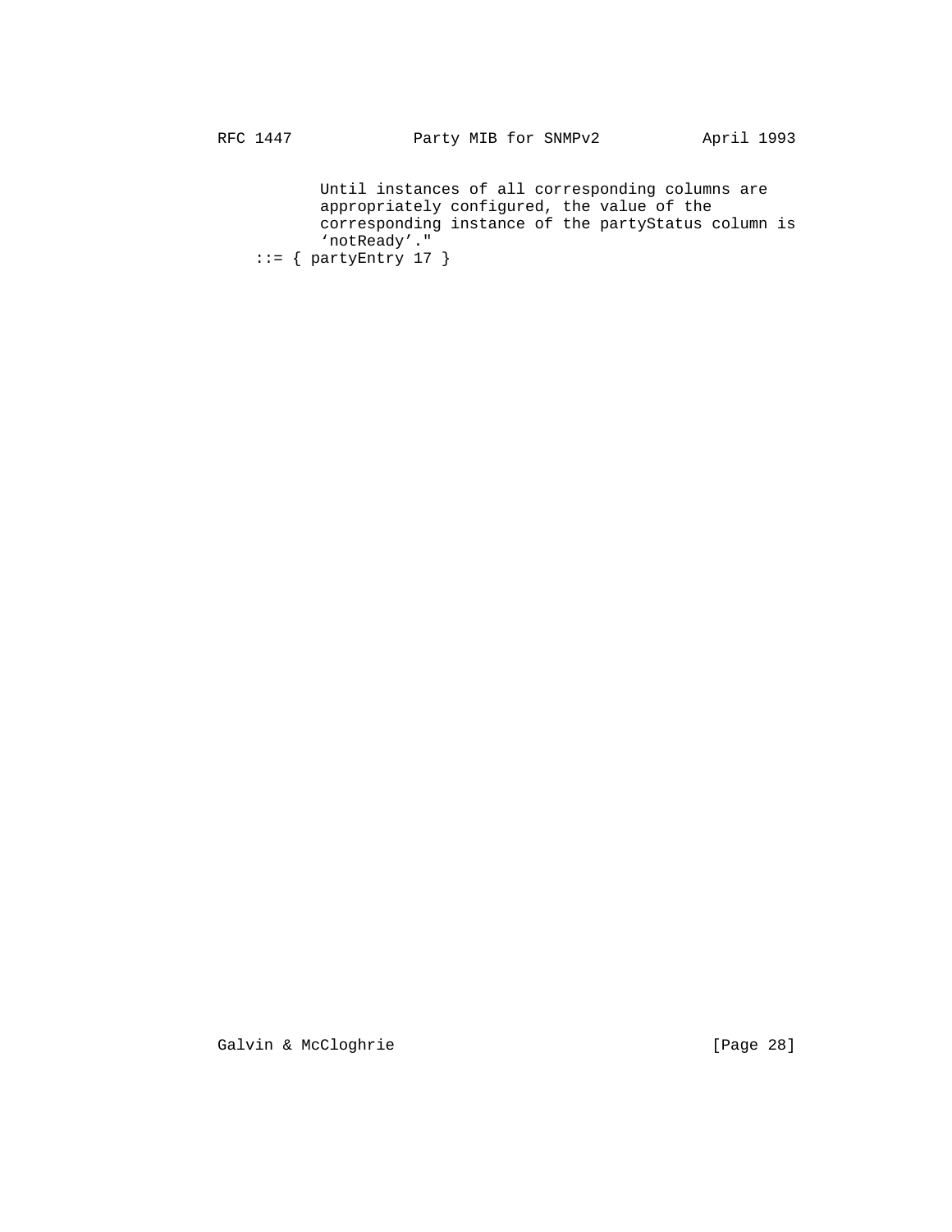```
          Until instances of all corresponding columns are
          appropriately configured, the value of the
          corresponding instance of the partyStatus column is
          'notReady'."
    ::= { partyEntry 17 }
```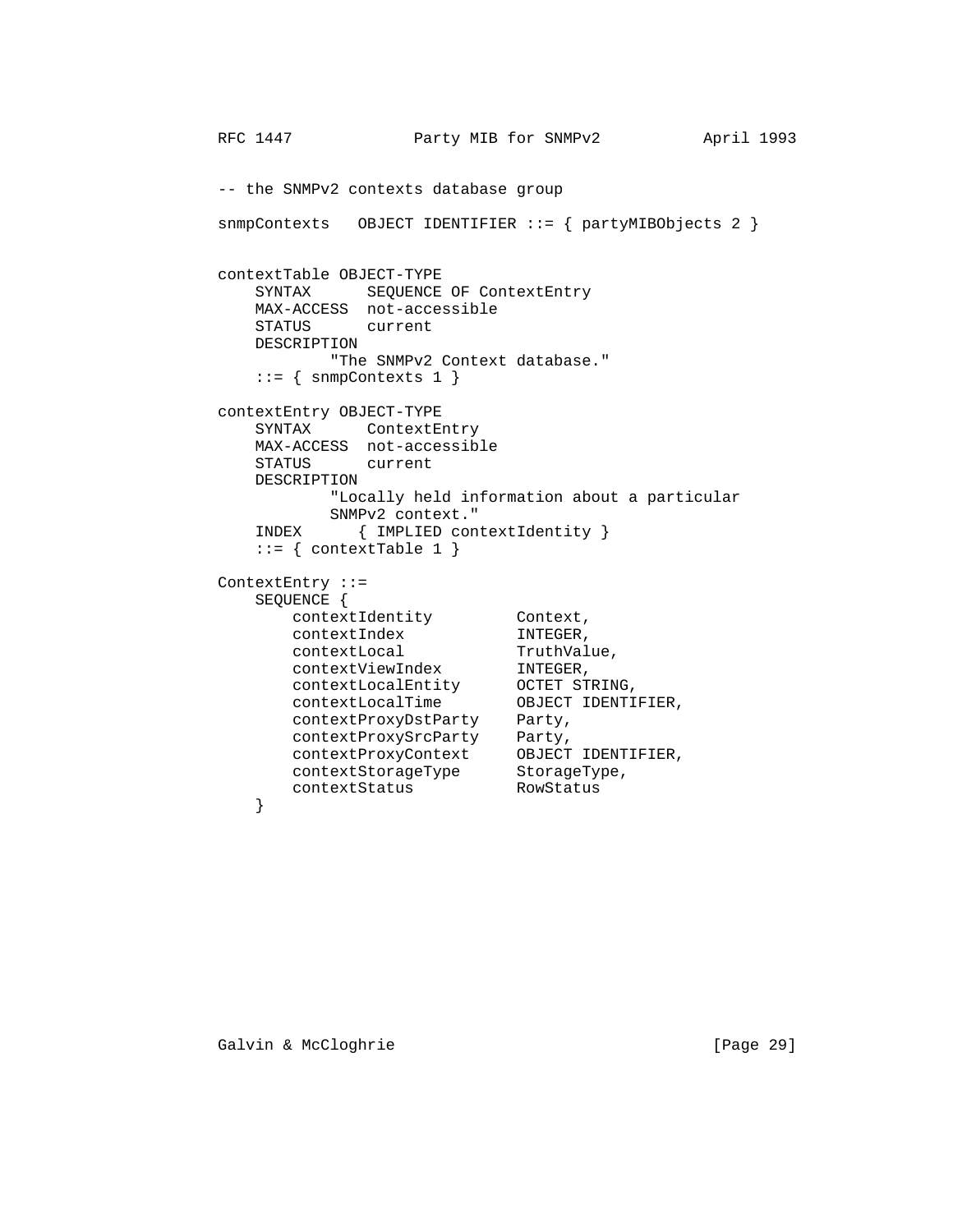```
-- the SNMPv2 contexts database group

snmpContexts   OBJECT IDENTIFIER ::= { partyMIBObjects 2 }


contextTable OBJECT-TYPE
    SYNTAX      SEQUENCE OF ContextEntry
    MAX-ACCESS  not-accessible
    STATUS      current
    DESCRIPTION
            "The SNMPv2 Context database."
    ::= { snmpContexts 1 }

contextEntry OBJECT-TYPE
    SYNTAX      ContextEntry
    MAX-ACCESS  not-accessible
    STATUS      current
    DESCRIPTION
            "Locally held information about a particular
            SNMPv2 context."
    INDEX      { IMPLIED contextIdentity }
    ::= { contextTable 1 }

ContextEntry ::=
    SEQUENCE {
        contextIdentity         Context,
        contextIndex            INTEGER,
        contextLocal            TruthValue,
        contextViewIndex        INTEGER,
        contextLocalEntity      OCTET STRING,
        contextLocalTime        OBJECT IDENTIFIER,
        contextProxyDstParty    Party,
        contextProxySrcParty    Party,
        contextProxyContext     OBJECT IDENTIFIER,
        contextStorageType      StorageType,
        contextStatus           RowStatus
    }
```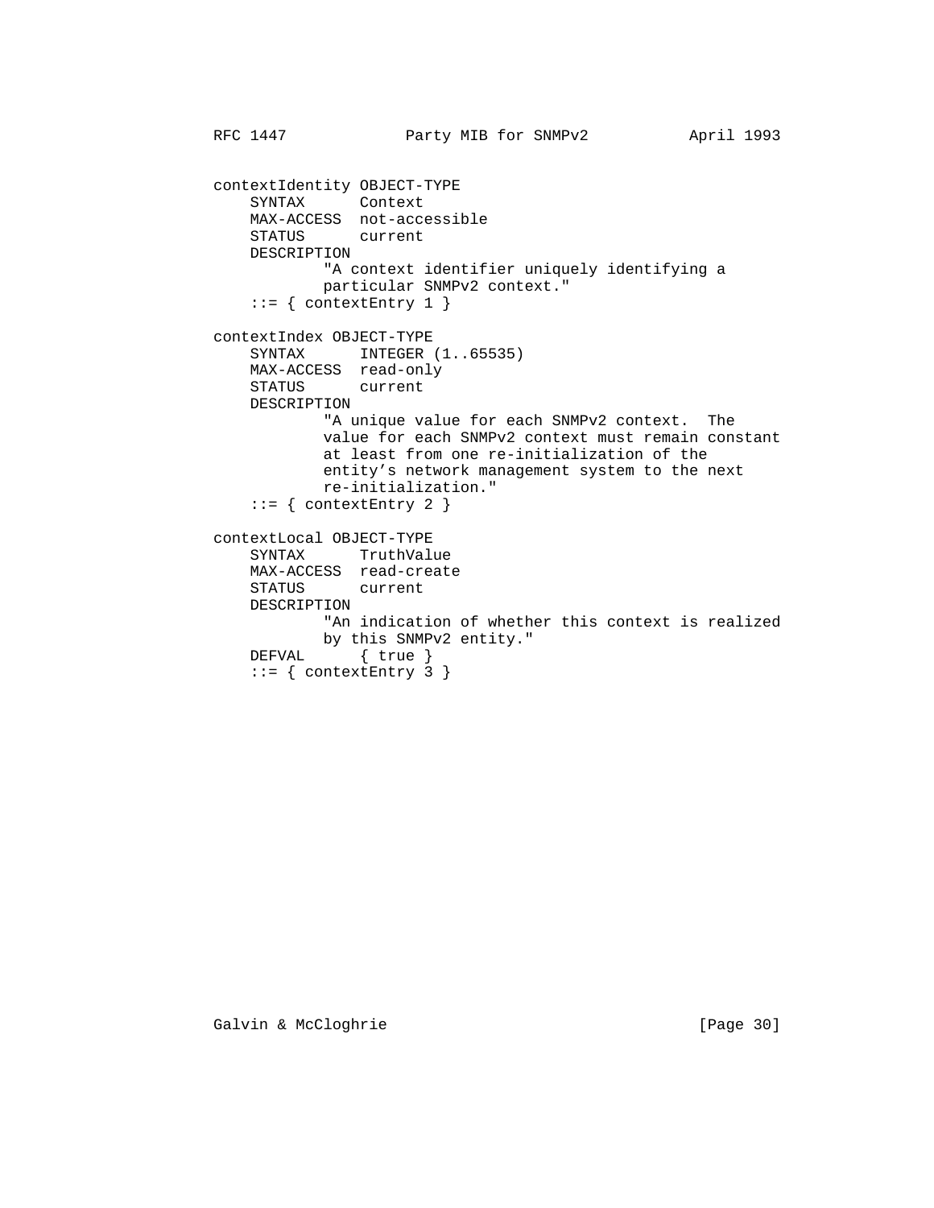```
contextIdentity OBJECT-TYPE
    SYNTAX      Context
    MAX-ACCESS  not-accessible
    STATUS      current
    DESCRIPTION
            "A context identifier uniquely identifying a
            particular SNMPv2 context."
    ::= { contextEntry 1 }

contextIndex OBJECT-TYPE
    SYNTAX      INTEGER (1..65535)
    MAX-ACCESS  read-only
    STATUS      current
    DESCRIPTION
            "A unique value for each SNMPv2 context.  The
            value for each SNMPv2 context must remain constant
            at least from one re-initialization of the
            entity's network management system to the next
            re-initialization."
    ::= { contextEntry 2 }

contextLocal OBJECT-TYPE
    SYNTAX      TruthValue
    MAX-ACCESS  read-create
    STATUS      current
    DESCRIPTION
            "An indication of whether this context is realized
            by this SNMPv2 entity."
    DEFVAL      { true }
    ::= { contextEntry 3 }
```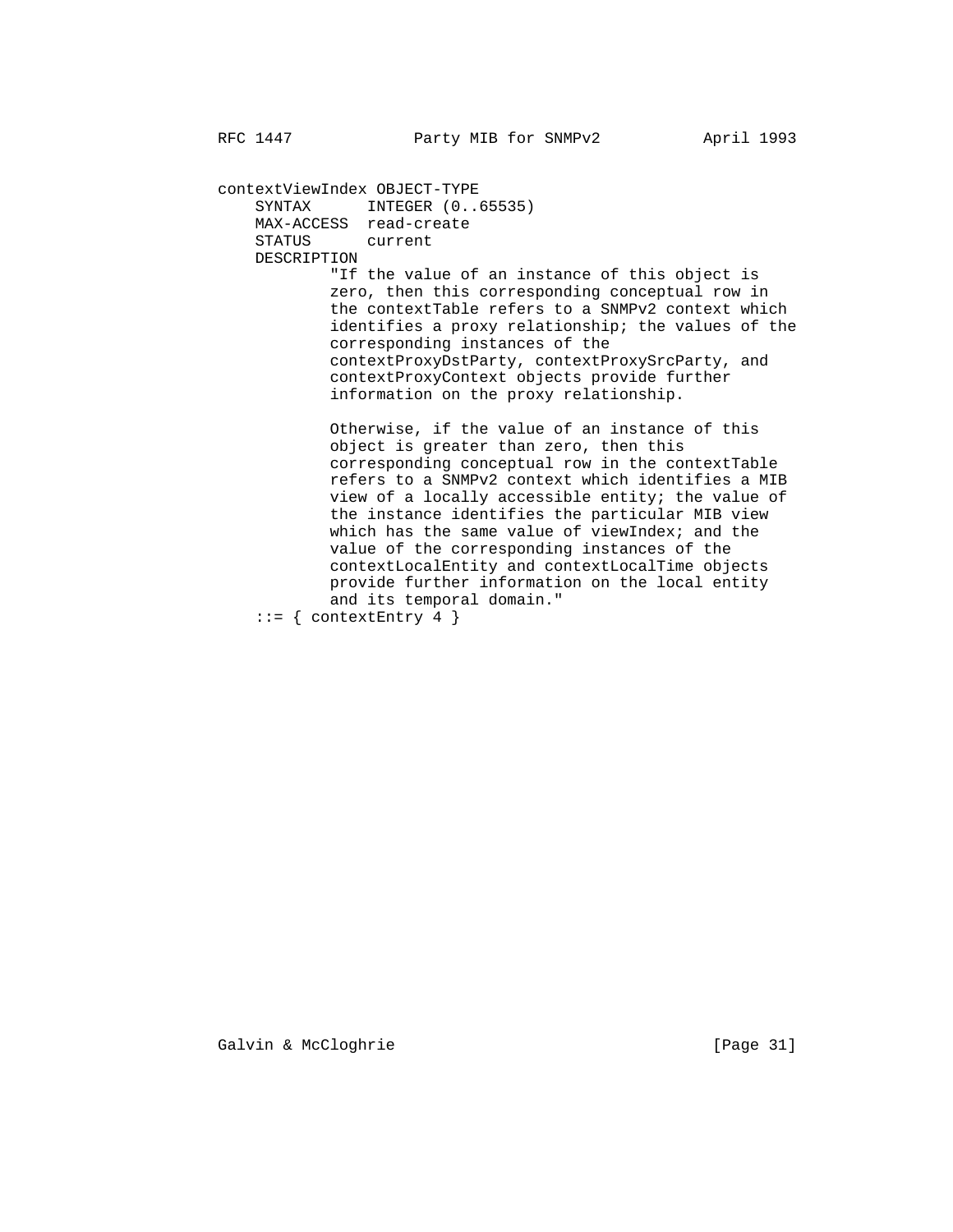```
contextViewIndex OBJECT-TYPE
    SYNTAX      INTEGER (0..65535)
    MAX-ACCESS  read-create
    STATUS      current
    DESCRIPTION
            "If the value of an instance of this object is
            zero, then this corresponding conceptual row in
            the contextTable refers to a SNMPv2 context which
            identifies a proxy relationship; the values of the
            corresponding instances of the
            contextProxyDstParty, contextProxySrcParty, and
            contextProxyContext objects provide further
            information on the proxy relationship.

            Otherwise, if the value of an instance of this
            object is greater than zero, then this
            corresponding conceptual row in the contextTable
            refers to a SNMPv2 context which identifies a MIB
            view of a locally accessible entity; the value of
            the instance identifies the particular MIB view
            which has the same value of viewIndex; and the
            value of the corresponding instances of the
            contextLocalEntity and contextLocalTime objects
            provide further information on the local entity
            and its temporal domain."
    ::= { contextEntry 4 }
```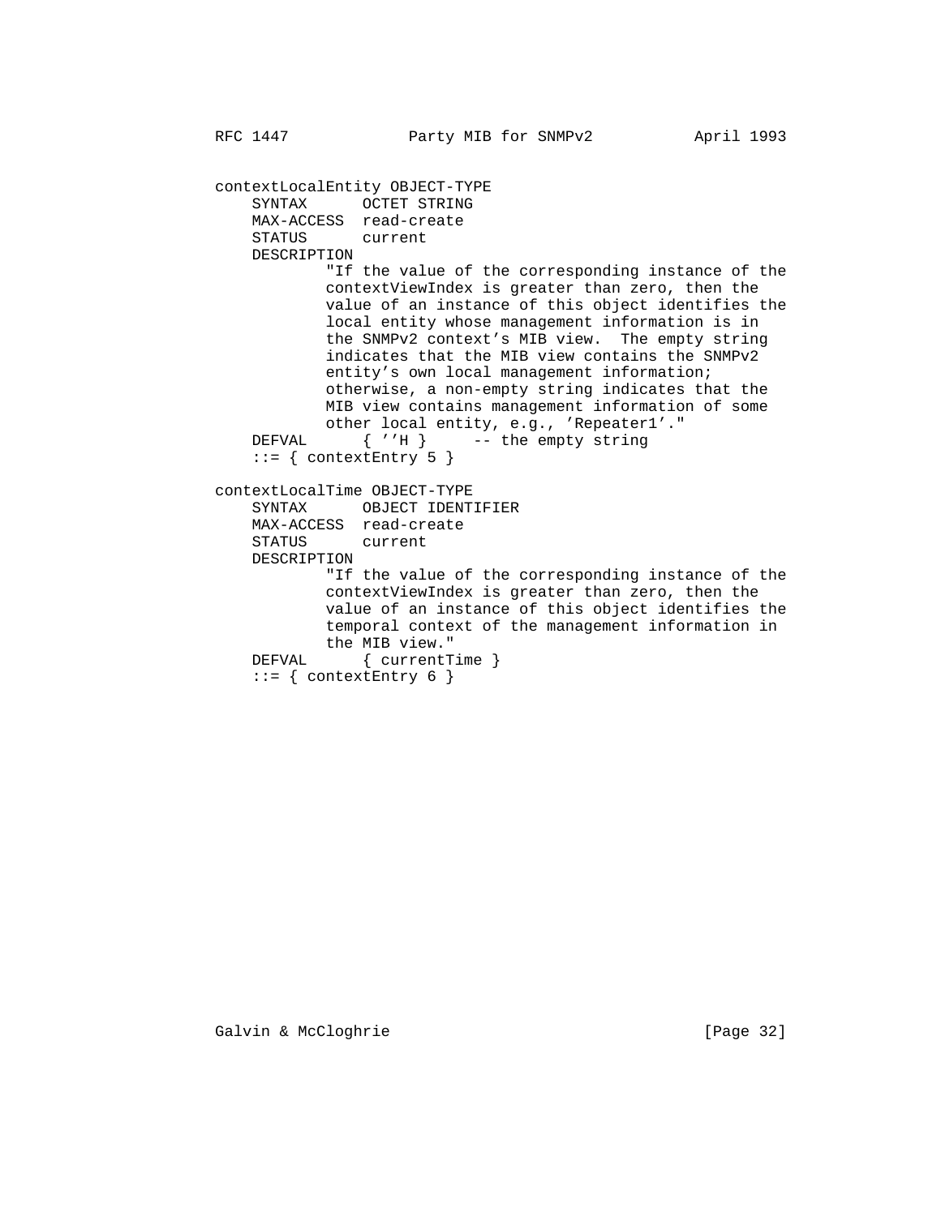```
contextLocalEntity OBJECT-TYPE
    SYNTAX      OCTET STRING
    MAX-ACCESS  read-create
    STATUS      current
    DESCRIPTION
            "If the value of the corresponding instance of the
            contextViewIndex is greater than zero, then the
            value of an instance of this object identifies the
            local entity whose management information is in
            the SNMPv2 context's MIB view.  The empty string
            indicates that the MIB view contains the SNMPv2
            entity's own local management information;
            otherwise, a non-empty string indicates that the
            MIB view contains management information of some
            other local entity, e.g., 'Repeater1'."
    DEFVAL      { ''H }     -- the empty string
    ::= { contextEntry 5 }

contextLocalTime OBJECT-TYPE
    SYNTAX      OBJECT IDENTIFIER
    MAX-ACCESS  read-create
    STATUS      current
    DESCRIPTION
            "If the value of the corresponding instance of the
            contextViewIndex is greater than zero, then the
            value of an instance of this object identifies the
            temporal context of the management information in
            the MIB view."
    DEFVAL      { currentTime }
    ::= { contextEntry 6 }
```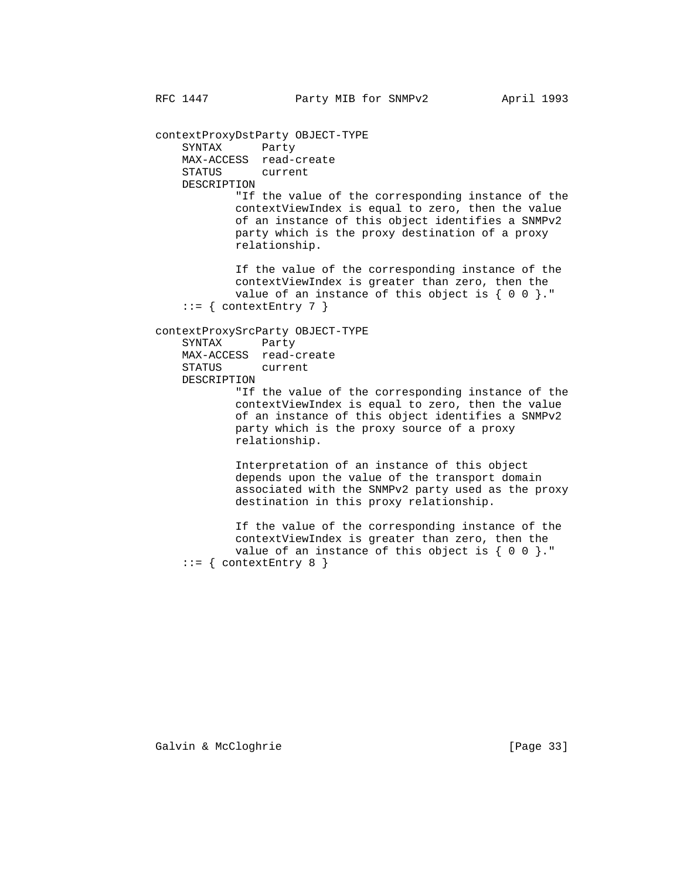```
contextProxyDstParty OBJECT-TYPE
    SYNTAX      Party
    MAX-ACCESS  read-create
    STATUS      current
    DESCRIPTION
            "If the value of the corresponding instance of the
            contextViewIndex is equal to zero, then the value
            of an instance of this object identifies a SNMPv2
            party which is the proxy destination of a proxy
            relationship.

            If the value of the corresponding instance of the
            contextViewIndex is greater than zero, then the
            value of an instance of this object is { 0 0 }."
    ::= { contextEntry 7 }

contextProxySrcParty OBJECT-TYPE
    SYNTAX      Party
    MAX-ACCESS  read-create
    STATUS      current
    DESCRIPTION
            "If the value of the corresponding instance of the
            contextViewIndex is equal to zero, then the value
            of an instance of this object identifies a SNMPv2
            party which is the proxy source of a proxy
            relationship.

            Interpretation of an instance of this object
            depends upon the value of the transport domain
            associated with the SNMPv2 party used as the proxy
            destination in this proxy relationship.

            If the value of the corresponding instance of the
            contextViewIndex is greater than zero, then the
            value of an instance of this object is { 0 0 }."
    ::= { contextEntry 8 }
```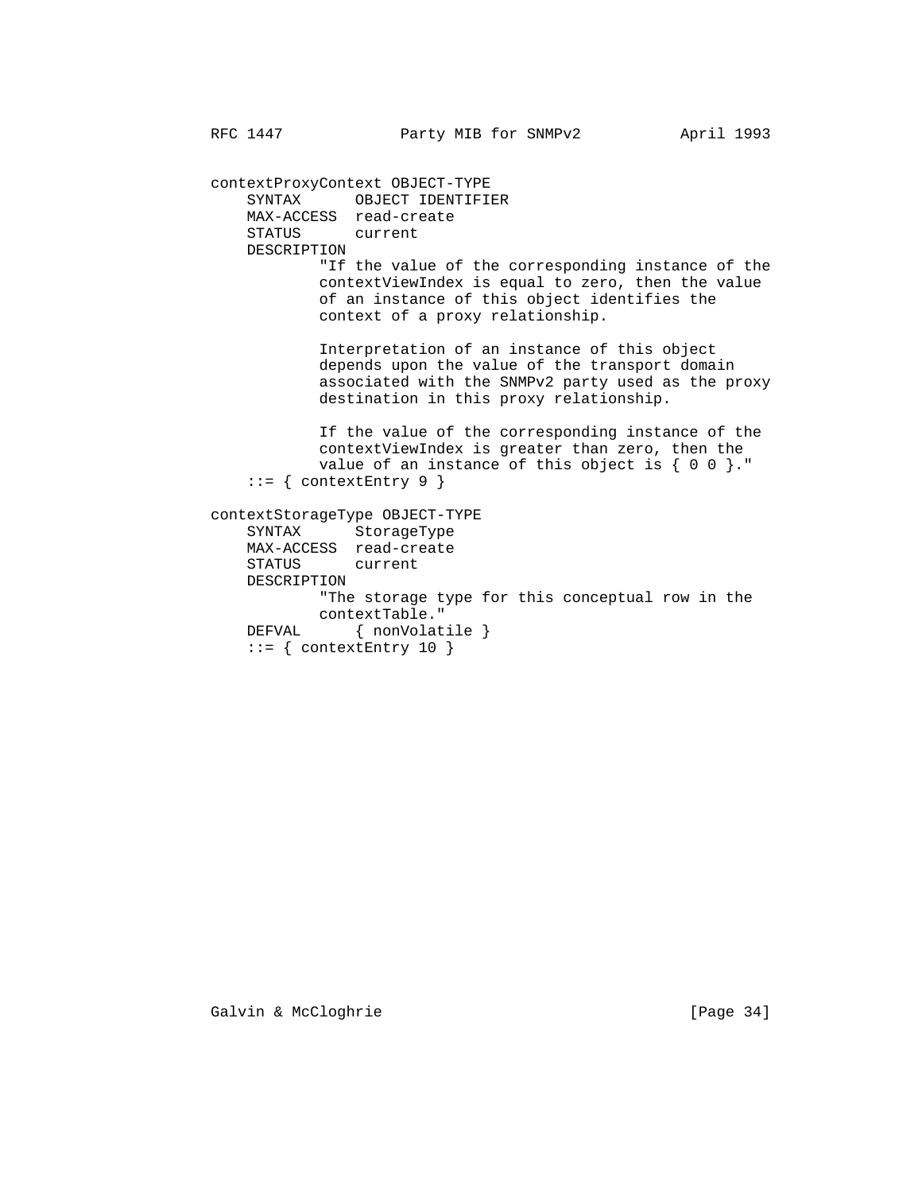```
contextProxyContext OBJECT-TYPE
    SYNTAX      OBJECT IDENTIFIER
    MAX-ACCESS  read-create
    STATUS      current
    DESCRIPTION
            "If the value of the corresponding instance of the
            contextViewIndex is equal to zero, then the value
            of an instance of this object identifies the
            context of a proxy relationship.

            Interpretation of an instance of this object
            depends upon the value of the transport domain
            associated with the SNMPv2 party used as the proxy
            destination in this proxy relationship.

            If the value of the corresponding instance of the
            contextViewIndex is greater than zero, then the
            value of an instance of this object is { 0 0 }."
    ::= { contextEntry 9 }

contextStorageType OBJECT-TYPE
    SYNTAX      StorageType
    MAX-ACCESS  read-create
    STATUS      current
    DESCRIPTION
            "The storage type for this conceptual row in the
            contextTable."
    DEFVAL      { nonVolatile }
    ::= { contextEntry 10 }
```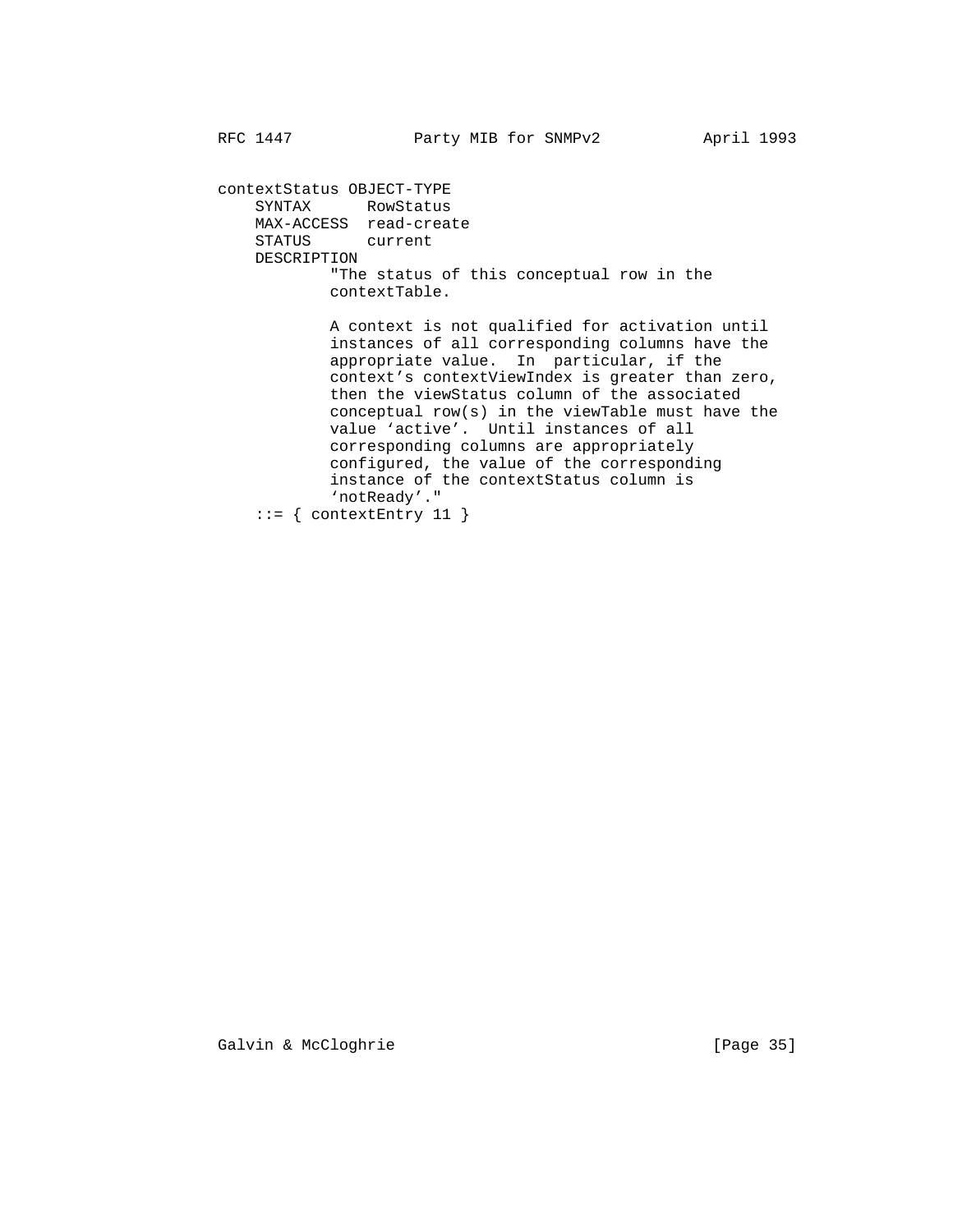```
contextStatus OBJECT-TYPE
    SYNTAX      RowStatus
    MAX-ACCESS  read-create
    STATUS      current
    DESCRIPTION
            "The status of this conceptual row in the
            contextTable.

            A context is not qualified for activation until
            instances of all corresponding columns have the
            appropriate value.  In  particular, if the
            context's contextViewIndex is greater than zero,
            then the viewStatus column of the associated
            conceptual row(s) in the viewTable must have the
            value `active'.  Until instances of all
            corresponding columns are appropriately
            configured, the value of the corresponding
            instance of the contextStatus column is
            `notReady'."
    ::= { contextEntry 11 }
```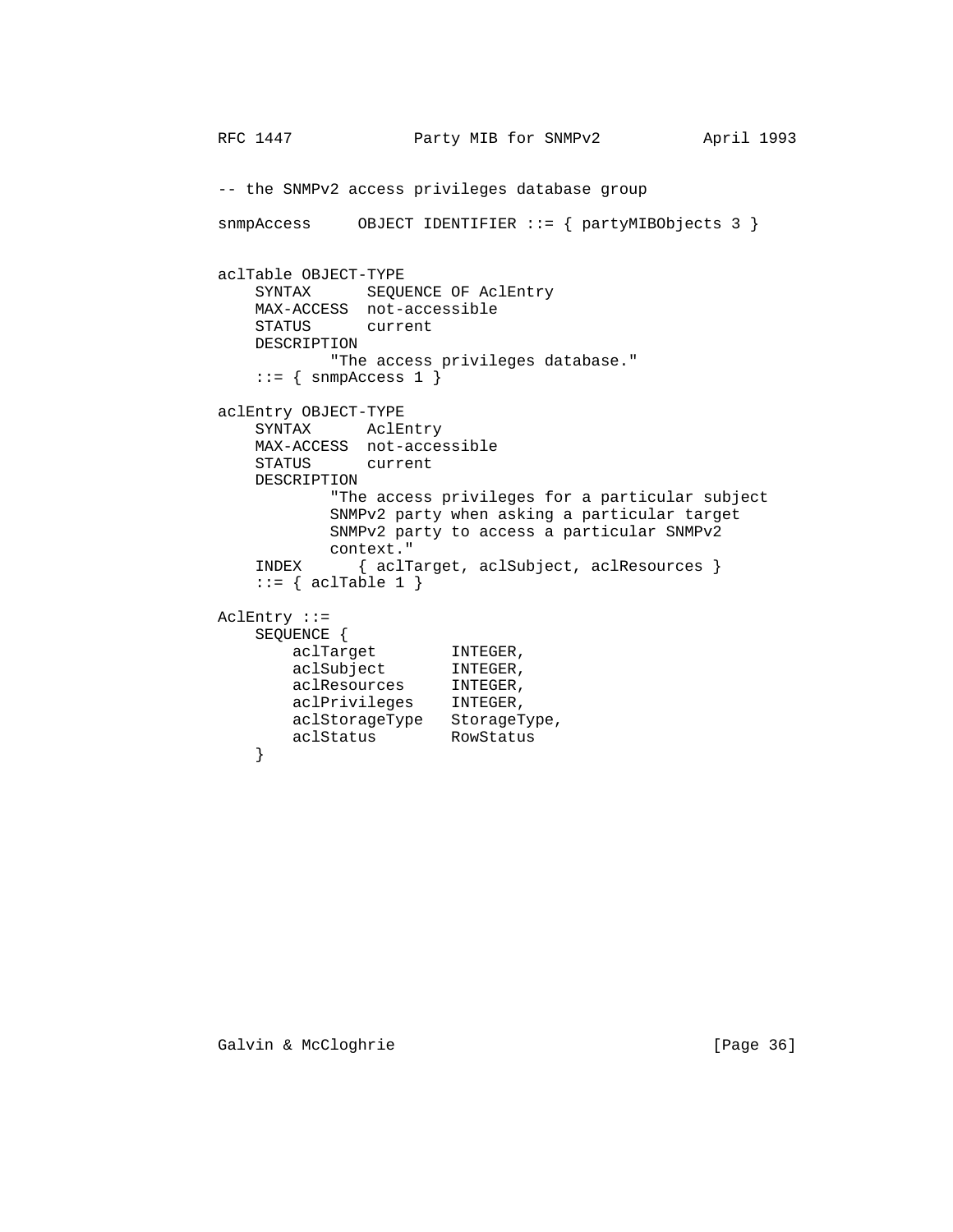```
-- the SNMPv2 access privileges database group

snmpAccess     OBJECT IDENTIFIER ::= { partyMIBObjects 3 }


aclTable OBJECT-TYPE
    SYNTAX      SEQUENCE OF AclEntry
    MAX-ACCESS  not-accessible
    STATUS      current
    DESCRIPTION
            "The access privileges database."
    ::= { snmpAccess 1 }

aclEntry OBJECT-TYPE
    SYNTAX      AclEntry
    MAX-ACCESS  not-accessible
    STATUS      current
    DESCRIPTION
            "The access privileges for a particular subject
            SNMPv2 party when asking a particular target
            SNMPv2 party to access a particular SNMPv2
            context."
    INDEX      { aclTarget, aclSubject, aclResources }
    ::= { aclTable 1 }

AclEntry ::=
    SEQUENCE {
        aclTarget        INTEGER,
        aclSubject       INTEGER,
        aclResources     INTEGER,
        aclPrivileges    INTEGER,
        aclStorageType   StorageType,
        aclStatus        RowStatus
    }
```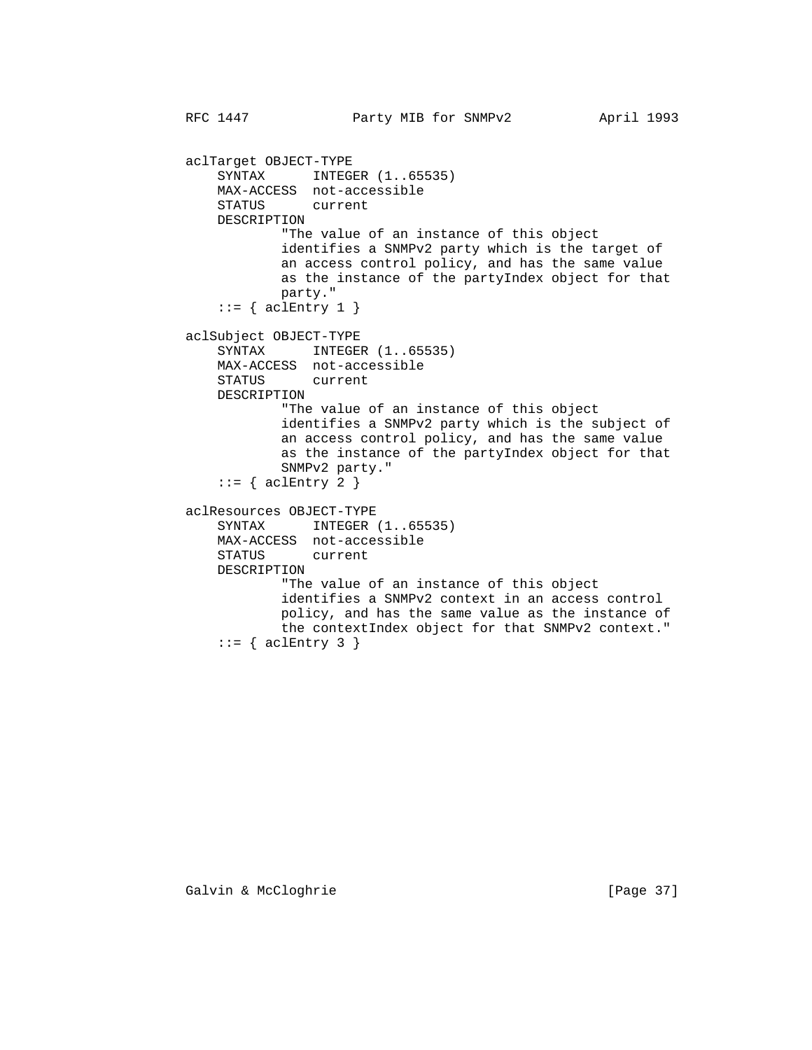```
aclTarget OBJECT-TYPE
    SYNTAX      INTEGER (1..65535)
    MAX-ACCESS  not-accessible
    STATUS      current
    DESCRIPTION
            "The value of an instance of this object
            identifies a SNMPv2 party which is the target of
            an access control policy, and has the same value
            as the instance of the partyIndex object for that
            party."
    ::= { aclEntry 1 }

aclSubject OBJECT-TYPE
    SYNTAX      INTEGER (1..65535)
    MAX-ACCESS  not-accessible
    STATUS      current
    DESCRIPTION
            "The value of an instance of this object
            identifies a SNMPv2 party which is the subject of
            an access control policy, and has the same value
            as the instance of the partyIndex object for that
            SNMPv2 party."
    ::= { aclEntry 2 }

aclResources OBJECT-TYPE
    SYNTAX      INTEGER (1..65535)
    MAX-ACCESS  not-accessible
    STATUS      current
    DESCRIPTION
            "The value of an instance of this object
            identifies a SNMPv2 context in an access control
            policy, and has the same value as the instance of
            the contextIndex object for that SNMPv2 context."
    ::= { aclEntry 3 }
```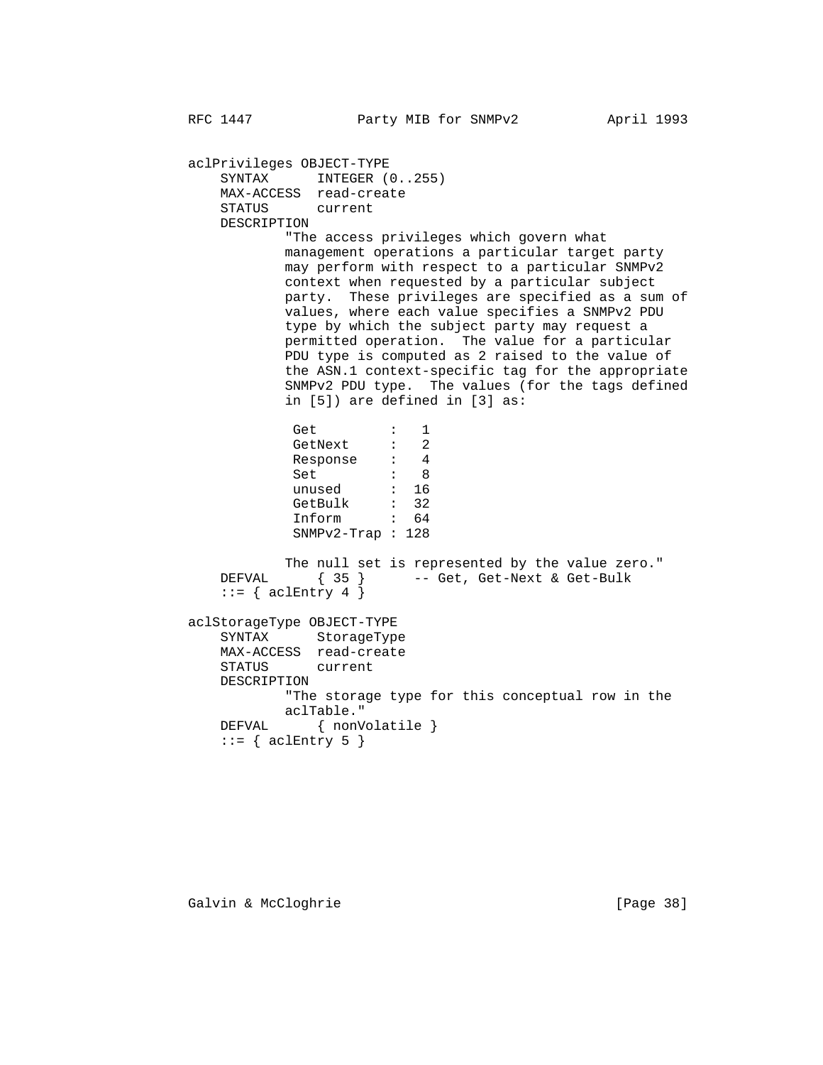```
aclPrivileges OBJECT-TYPE
    SYNTAX      INTEGER (0..255)
    MAX-ACCESS  read-create
    STATUS      current
    DESCRIPTION
            "The access privileges which govern what
            management operations a particular target party
            may perform with respect to a particular SNMPv2
            context when requested by a particular subject
            party.  These privileges are specified as a sum of
            values, where each value specifies a SNMPv2 PDU
            type by which the subject party may request a
            permitted operation.  The value for a particular
            PDU type is computed as 2 raised to the value of
            the ASN.1 context-specific tag for the appropriate
            SNMPv2 PDU type.  The values (for the tags defined
            in [5]) are defined in [3] as:

             Get         :   1
             GetNext     :   2
             Response    :   4
             Set         :   8
             unused      :  16
             GetBulk     :  32
             Inform      :  64
             SNMPv2-Trap : 128

            The null set is represented by the value zero."
    DEFVAL      { 35 }      -- Get, Get-Next & Get-Bulk
    ::= { aclEntry 4 }

aclStorageType OBJECT-TYPE
    SYNTAX      StorageType
    MAX-ACCESS  read-create
    STATUS      current
    DESCRIPTION
            "The storage type for this conceptual row in the
            aclTable."
    DEFVAL      { nonVolatile }
    ::= { aclEntry 5 }
```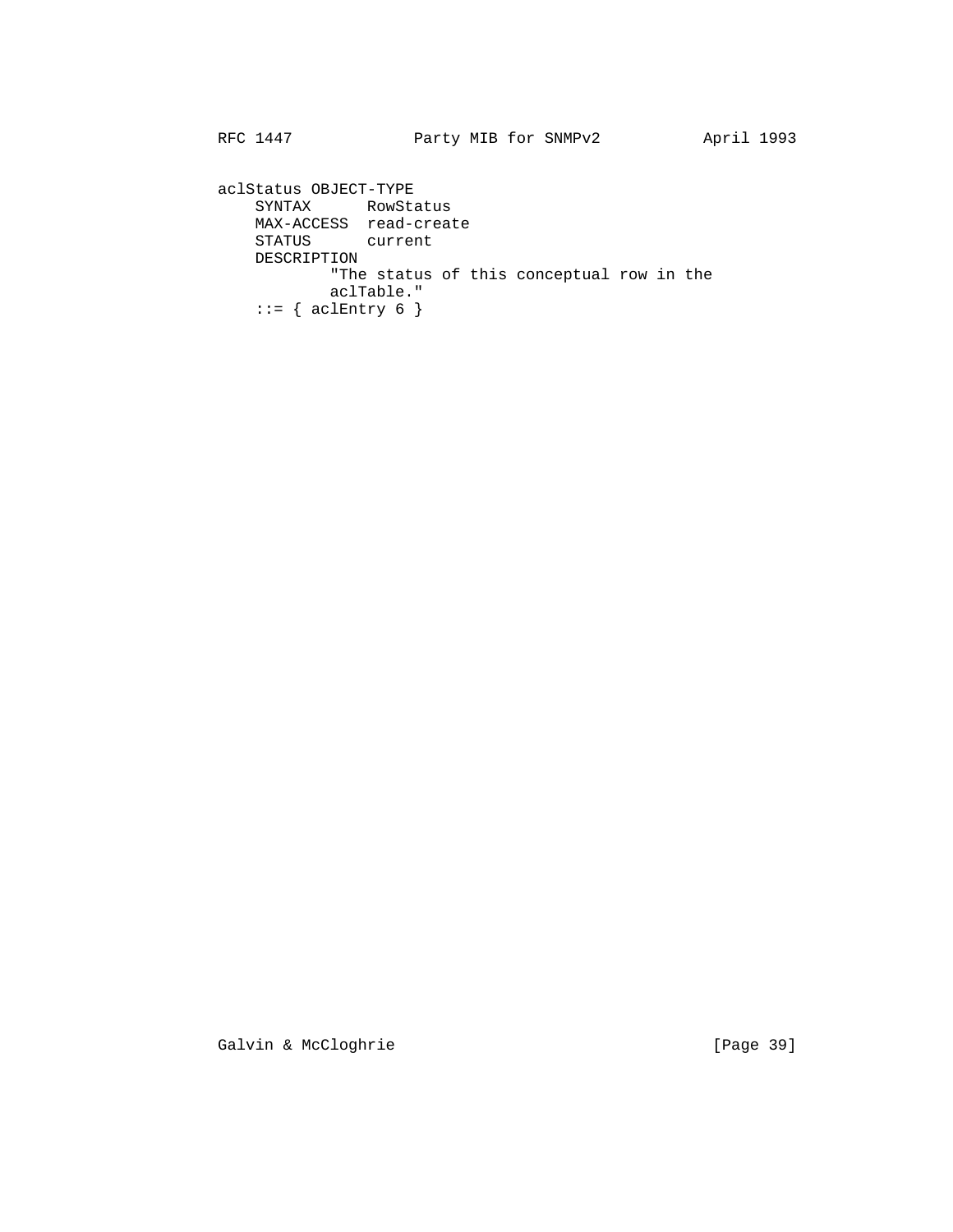```
aclStatus OBJECT-TYPE
    SYNTAX      RowStatus
    MAX-ACCESS  read-create
    STATUS      current
    DESCRIPTION
            "The status of this conceptual row in the
            aclTable."
    ::= { aclEntry 6 }
```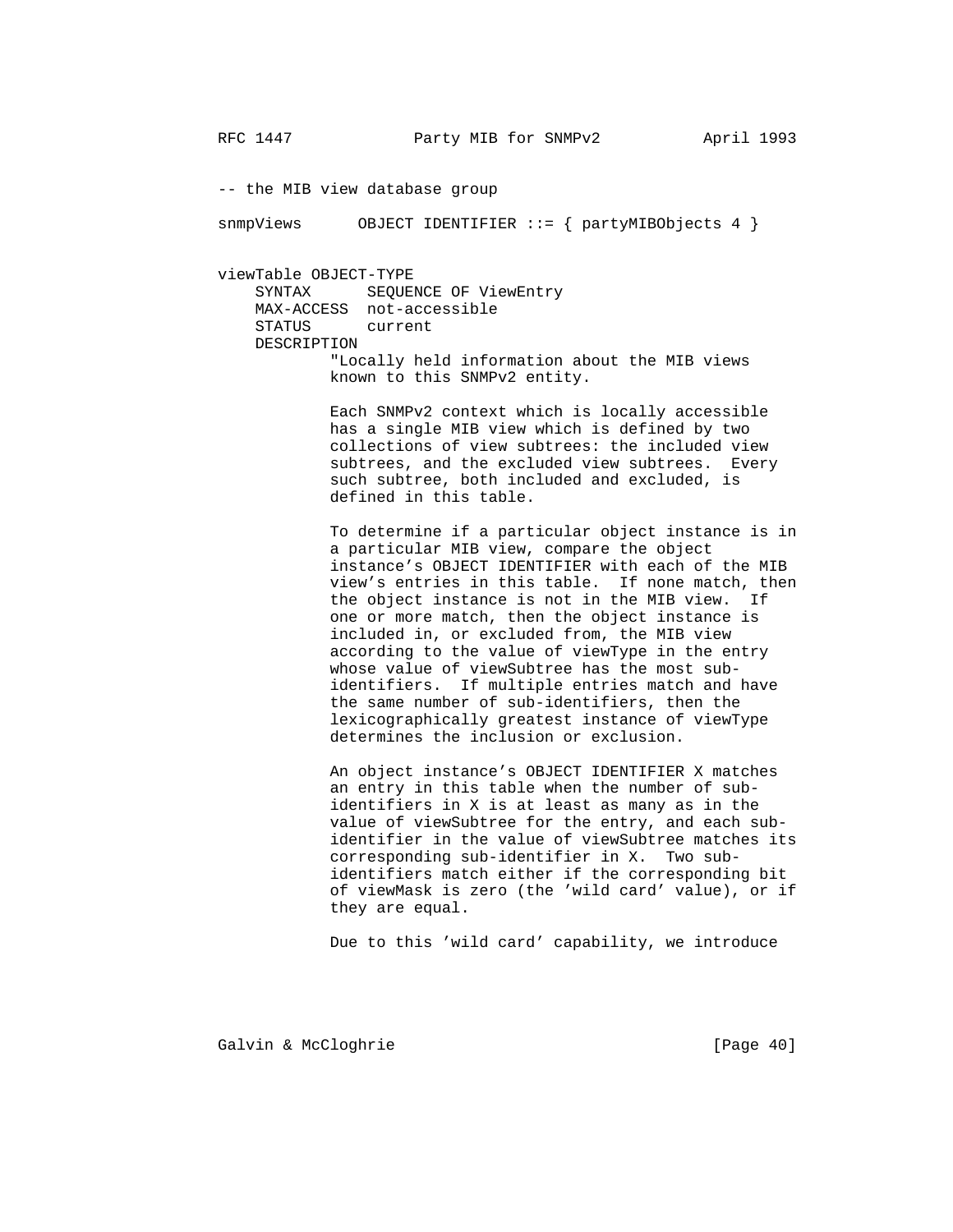```
-- the MIB view database group

snmpViews      OBJECT IDENTIFIER ::= { partyMIBObjects 4 }


viewTable OBJECT-TYPE
    SYNTAX      SEQUENCE OF ViewEntry
    MAX-ACCESS  not-accessible
    STATUS      current
    DESCRIPTION
            "Locally held information about the MIB views
            known to this SNMPv2 entity.

            Each SNMPv2 context which is locally accessible
            has a single MIB view which is defined by two
            collections of view subtrees: the included view
            subtrees, and the excluded view subtrees.  Every
            such subtree, both included and excluded, is
            defined in this table.

            To determine if a particular object instance is in
            a particular MIB view, compare the object
            instance's OBJECT IDENTIFIER with each of the MIB
            view's entries in this table.  If none match, then
            the object instance is not in the MIB view.  If
            one or more match, then the object instance is
            included in, or excluded from, the MIB view
            according to the value of viewType in the entry
            whose value of viewSubtree has the most sub-
            identifiers.  If multiple entries match and have
            the same number of sub-identifiers, then the
            lexicographically greatest instance of viewType
            determines the inclusion or exclusion.

            An object instance's OBJECT IDENTIFIER X matches
            an entry in this table when the number of sub-
            identifiers in X is at least as many as in the
            value of viewSubtree for the entry, and each sub-
            identifier in the value of viewSubtree matches its
            corresponding sub-identifier in X.  Two sub-
            identifiers match either if the corresponding bit
            of viewMask is zero (the 'wild card' value), or if
            they are equal.

            Due to this 'wild card' capability, we introduce
```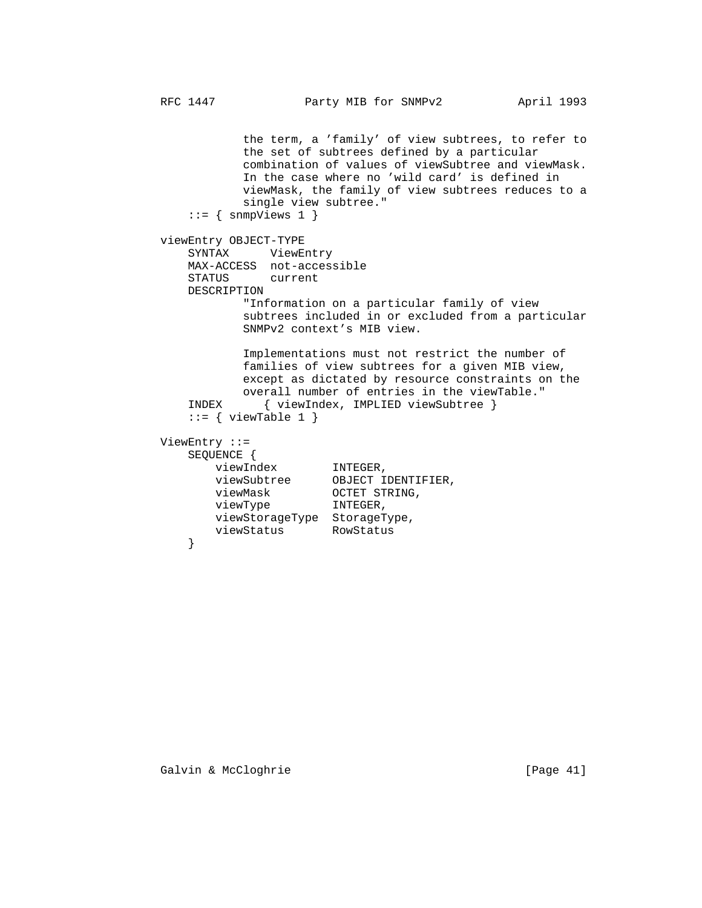```
            the term, a 'family' of view subtrees, to refer to
            the set of subtrees defined by a particular
            combination of values of viewSubtree and viewMask.
            In the case where no 'wild card' is defined in
            viewMask, the family of view subtrees reduces to a
            single view subtree."
    ::= { snmpViews 1 }

viewEntry OBJECT-TYPE
    SYNTAX      ViewEntry
    MAX-ACCESS  not-accessible
    STATUS      current
    DESCRIPTION
            "Information on a particular family of view
            subtrees included in or excluded from a particular
            SNMPv2 context's MIB view.

            Implementations must not restrict the number of
            families of view subtrees for a given MIB view,
            except as dictated by resource constraints on the
            overall number of entries in the viewTable."
    INDEX      { viewIndex, IMPLIED viewSubtree }
    ::= { viewTable 1 }

ViewEntry ::=
    SEQUENCE {
        viewIndex        INTEGER,
        viewSubtree      OBJECT IDENTIFIER,
        viewMask         OCTET STRING,
        viewType         INTEGER,
        viewStorageType  StorageType,
        viewStatus       RowStatus
    }
```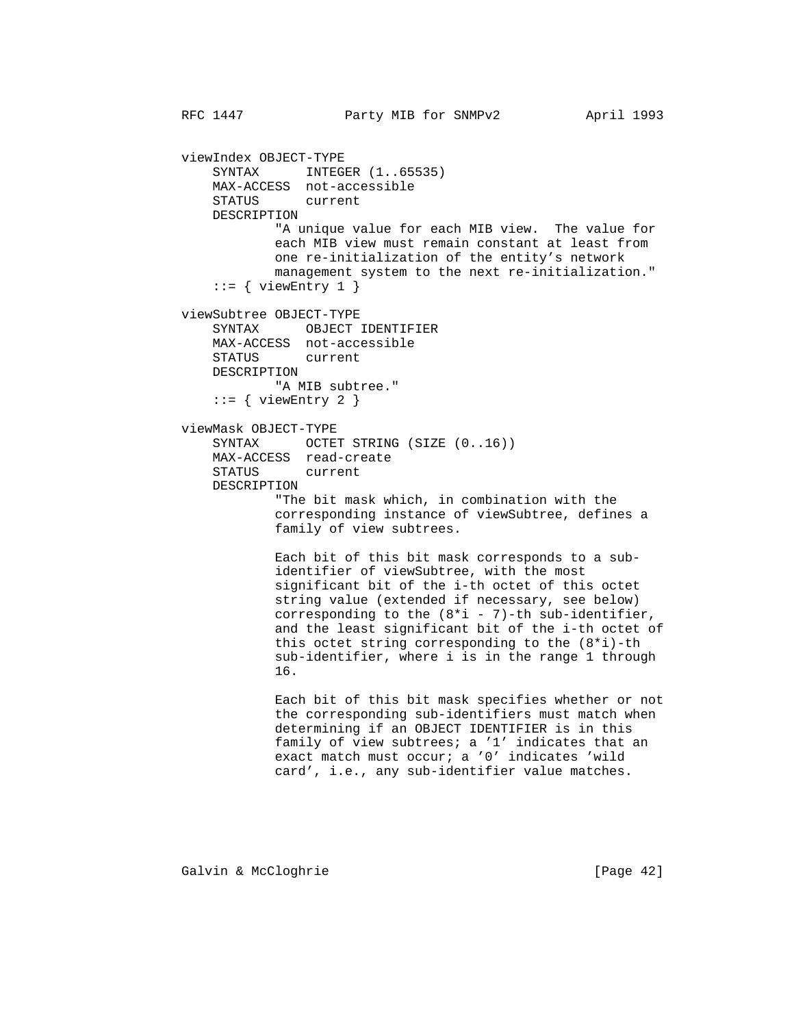```
viewIndex OBJECT-TYPE
    SYNTAX      INTEGER (1..65535)
    MAX-ACCESS  not-accessible
    STATUS      current
    DESCRIPTION
            "A unique value for each MIB view.  The value for
            each MIB view must remain constant at least from
            one re-initialization of the entity's network
            management system to the next re-initialization."
    ::= { viewEntry 1 }

viewSubtree OBJECT-TYPE
    SYNTAX      OBJECT IDENTIFIER
    MAX-ACCESS  not-accessible
    STATUS      current
    DESCRIPTION
            "A MIB subtree."
    ::= { viewEntry 2 }

viewMask OBJECT-TYPE
    SYNTAX      OCTET STRING (SIZE (0..16))
    MAX-ACCESS  read-create
    STATUS      current
    DESCRIPTION
            "The bit mask which, in combination with the
            corresponding instance of viewSubtree, defines a
            family of view subtrees.

            Each bit of this bit mask corresponds to a sub-
            identifier of viewSubtree, with the most
            significant bit of the i-th octet of this octet
            string value (extended if necessary, see below)
            corresponding to the (8*i - 7)-th sub-identifier,
            and the least significant bit of the i-th octet of
            this octet string corresponding to the (8*i)-th
            sub-identifier, where i is in the range 1 through
            16.

            Each bit of this bit mask specifies whether or not
            the corresponding sub-identifiers must match when
            determining if an OBJECT IDENTIFIER is in this
            family of view subtrees; a '1' indicates that an
            exact match must occur; a '0' indicates 'wild
            card', i.e., any sub-identifier value matches.
```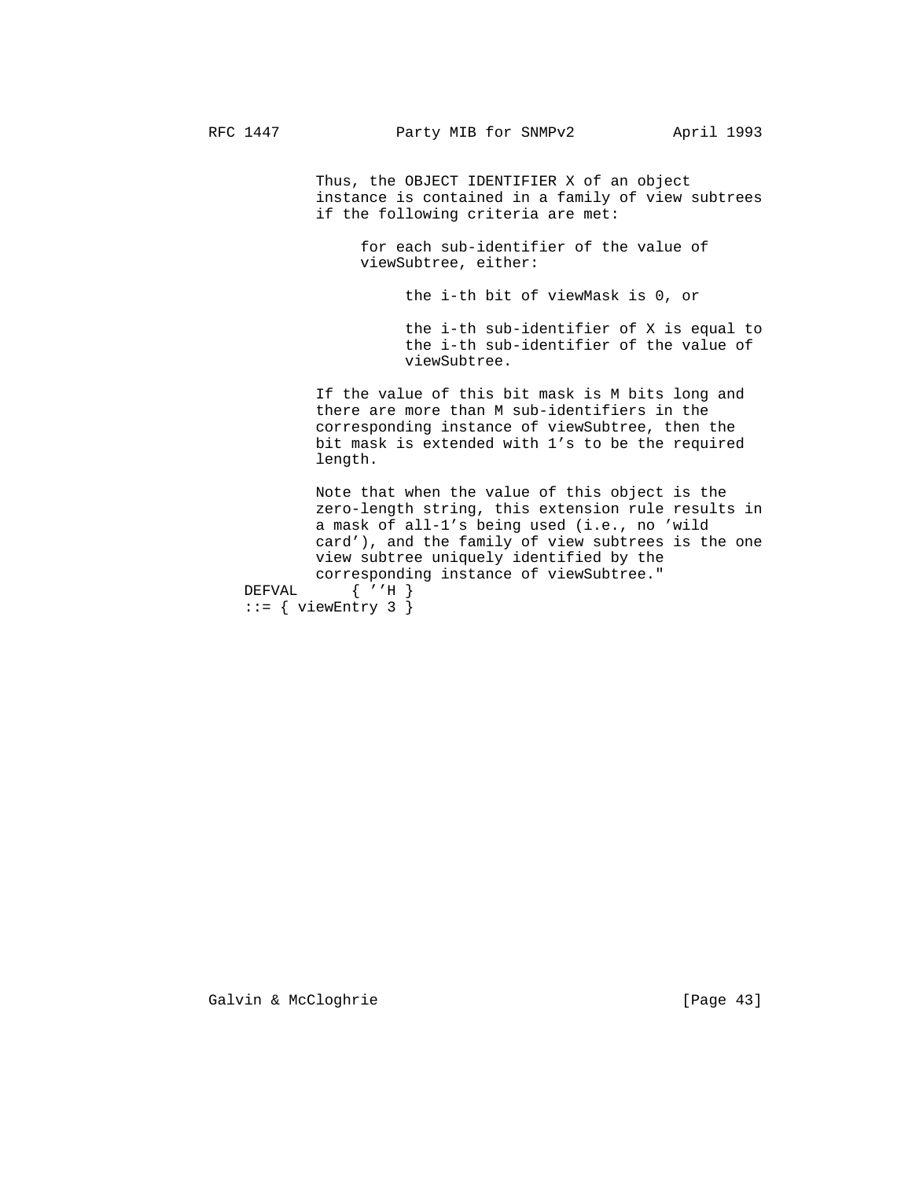```
          Thus, the OBJECT IDENTIFIER X of an object
          instance is contained in a family of view subtrees
          if the following criteria are met:

               for each sub-identifier of the value of
               viewSubtree, either:

                    the i-th bit of viewMask is 0, or

                    the i-th sub-identifier of X is equal to
                    the i-th sub-identifier of the value of
                    viewSubtree.

          If the value of this bit mask is M bits long and
          there are more than M sub-identifiers in the
          corresponding instance of viewSubtree, then the
          bit mask is extended with 1's to be the required
          length.

          Note that when the value of this object is the
          zero-length string, this extension rule results in
          a mask of all-1's being used (i.e., no 'wild
          card'), and the family of view subtrees is the one
          view subtree uniquely identified by the
          corresponding instance of viewSubtree."
  DEFVAL      { ''H }
  ::= { viewEntry 3 }
```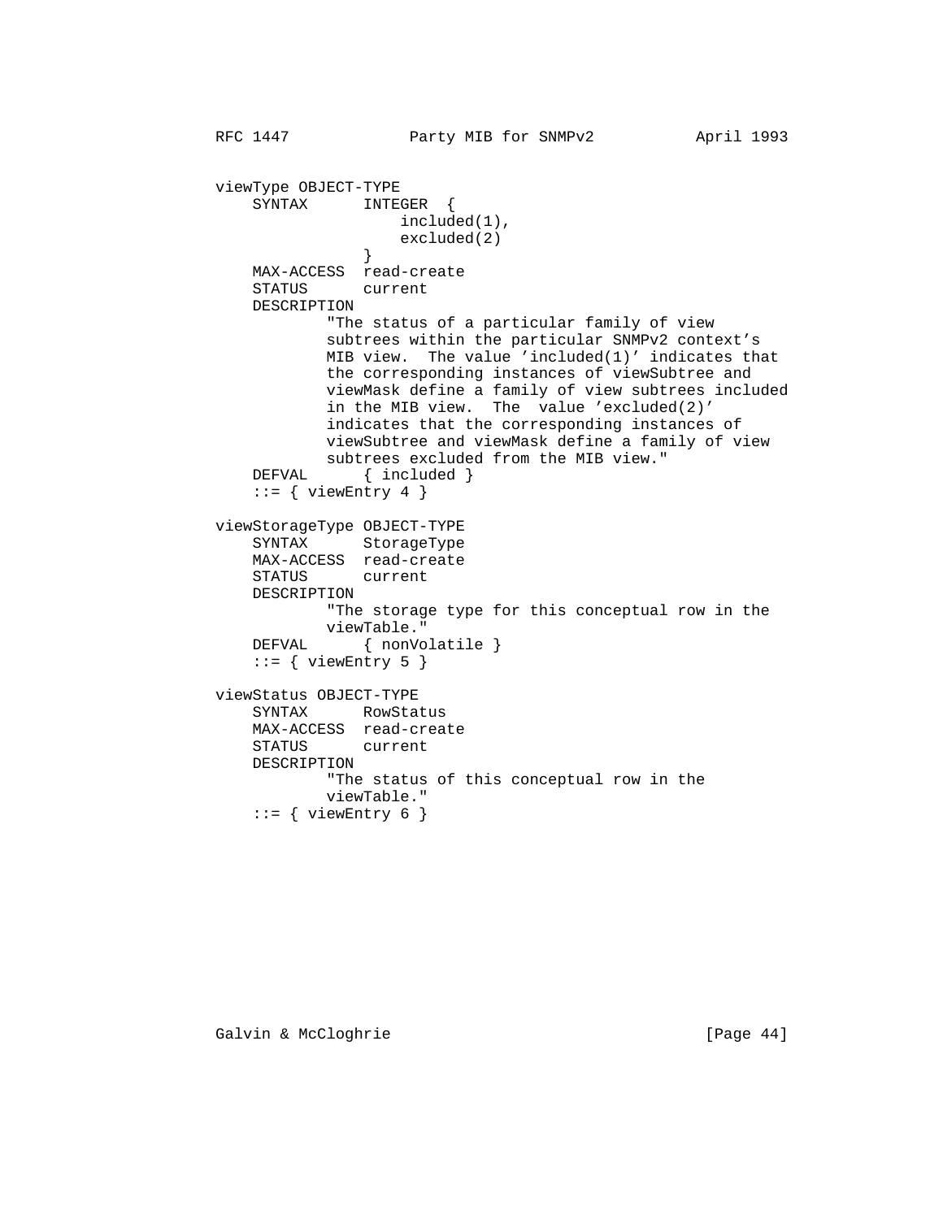```
viewType OBJECT-TYPE
    SYNTAX      INTEGER  {
                    included(1),
                    excluded(2)
                }
    MAX-ACCESS  read-create
    STATUS      current
    DESCRIPTION
            "The status of a particular family of view
            subtrees within the particular SNMPv2 context's
            MIB view.  The value 'included(1)' indicates that
            the corresponding instances of viewSubtree and
            viewMask define a family of view subtrees included
            in the MIB view.  The  value 'excluded(2)'
            indicates that the corresponding instances of
            viewSubtree and viewMask define a family of view
            subtrees excluded from the MIB view."
    DEFVAL      { included }
    ::= { viewEntry 4 }

viewStorageType OBJECT-TYPE
    SYNTAX      StorageType
    MAX-ACCESS  read-create
    STATUS      current
    DESCRIPTION
            "The storage type for this conceptual row in the
            viewTable."
    DEFVAL      { nonVolatile }
    ::= { viewEntry 5 }

viewStatus OBJECT-TYPE
    SYNTAX      RowStatus
    MAX-ACCESS  read-create
    STATUS      current
    DESCRIPTION
            "The status of this conceptual row in the
            viewTable."
    ::= { viewEntry 6 }
```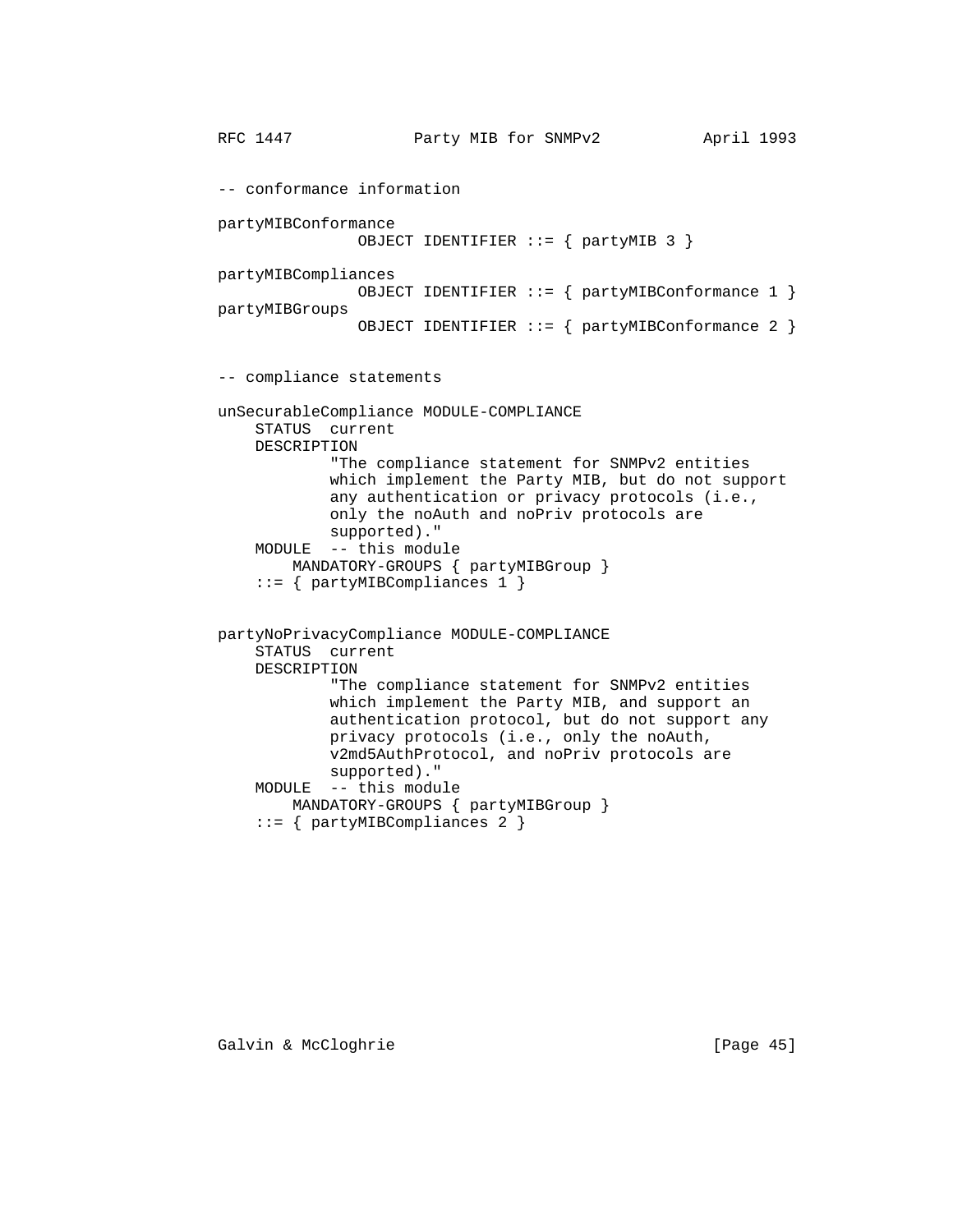```
-- conformance information

partyMIBConformance
               OBJECT IDENTIFIER ::= { partyMIB 3 }

partyMIBCompliances
               OBJECT IDENTIFIER ::= { partyMIBConformance 1 }
partyMIBGroups
               OBJECT IDENTIFIER ::= { partyMIBConformance 2 }


-- compliance statements

unSecurableCompliance MODULE-COMPLIANCE
    STATUS  current
    DESCRIPTION
            "The compliance statement for SNMPv2 entities
            which implement the Party MIB, but do not support
            any authentication or privacy protocols (i.e.,
            only the noAuth and noPriv protocols are
            supported)."
    MODULE  -- this module
        MANDATORY-GROUPS { partyMIBGroup }
    ::= { partyMIBCompliances 1 }


partyNoPrivacyCompliance MODULE-COMPLIANCE
    STATUS  current
    DESCRIPTION
            "The compliance statement for SNMPv2 entities
            which implement the Party MIB, and support an
            authentication protocol, but do not support any
            privacy protocols (i.e., only the noAuth,
            v2md5AuthProtocol, and noPriv protocols are
            supported)."
    MODULE  -- this module
        MANDATORY-GROUPS { partyMIBGroup }
    ::= { partyMIBCompliances 2 }
```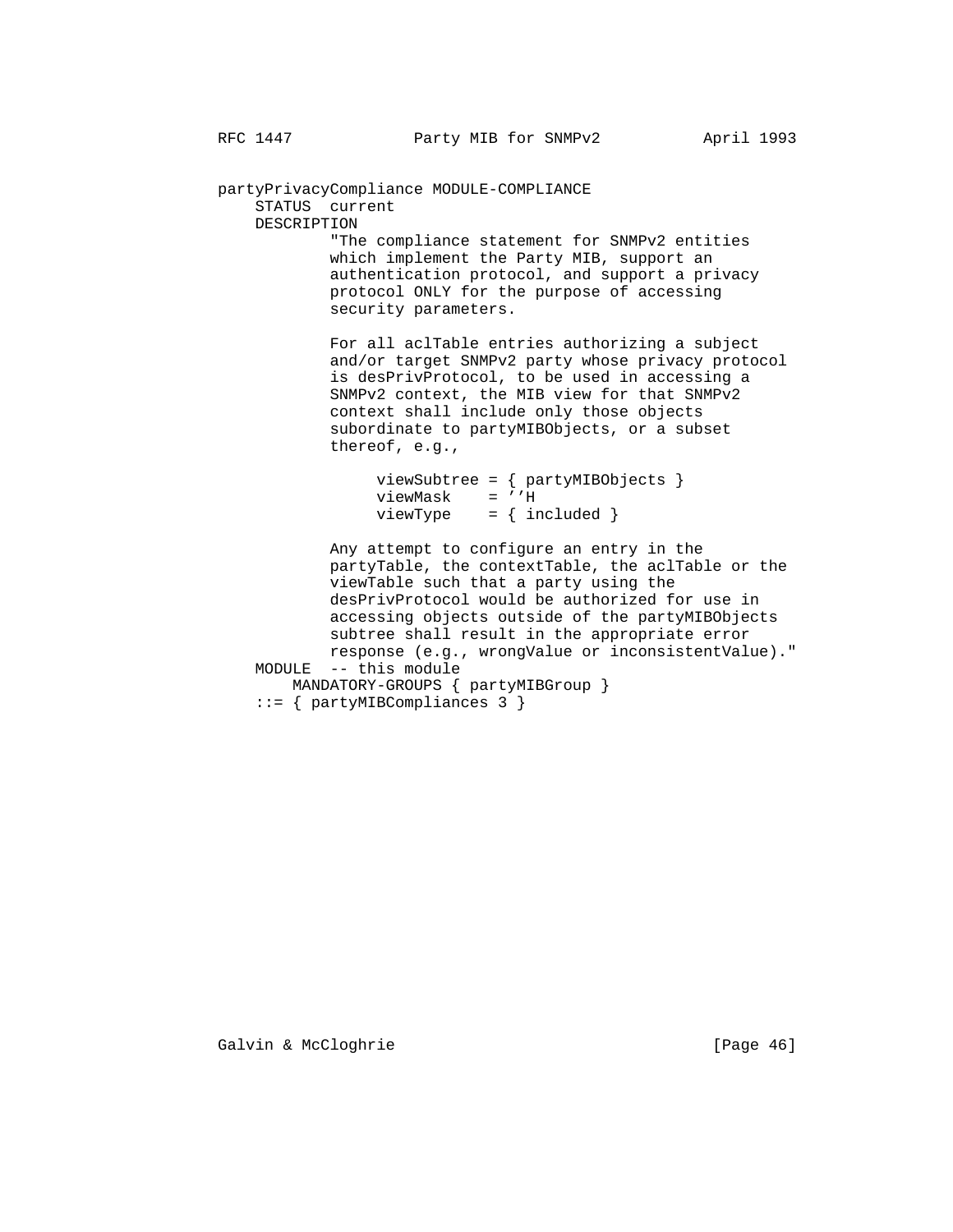```
partyPrivacyCompliance MODULE-COMPLIANCE
    STATUS  current
    DESCRIPTION
            "The compliance statement for SNMPv2 entities
            which implement the Party MIB, support an
            authentication protocol, and support a privacy
            protocol ONLY for the purpose of accessing
            security parameters.

            For all aclTable entries authorizing a subject
            and/or target SNMPv2 party whose privacy protocol
            is desPrivProtocol, to be used in accessing a
            SNMPv2 context, the MIB view for that SNMPv2
            context shall include only those objects
            subordinate to partyMIBObjects, or a subset
            thereof, e.g.,

                 viewSubtree = { partyMIBObjects }
                 viewMask    = ''H
                 viewType    = { included }

            Any attempt to configure an entry in the
            partyTable, the contextTable, the aclTable or the
            viewTable such that a party using the
            desPrivProtocol would be authorized for use in
            accessing objects outside of the partyMIBObjects
            subtree shall result in the appropriate error
            response (e.g., wrongValue or inconsistentValue)."
    MODULE  -- this module
        MANDATORY-GROUPS { partyMIBGroup }
    ::= { partyMIBCompliances 3 }
```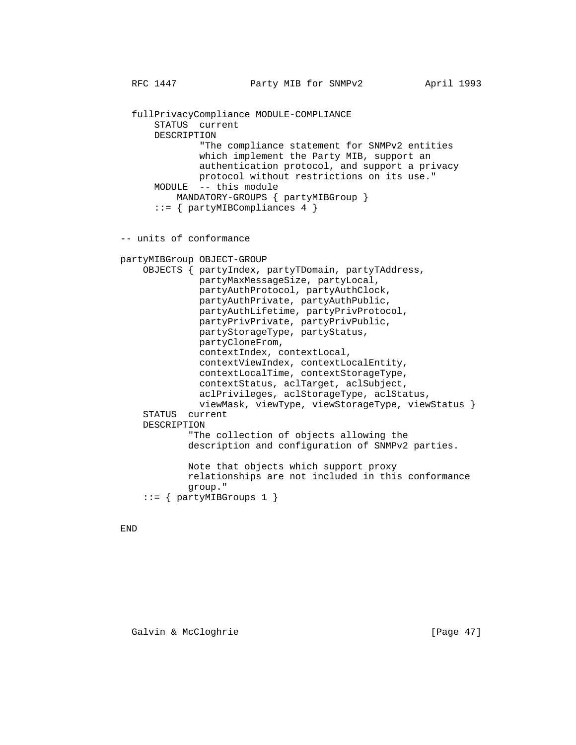```
  fullPrivacyCompliance MODULE-COMPLIANCE
      STATUS  current
      DESCRIPTION
              "The compliance statement for SNMPv2 entities
              which implement the Party MIB, support an
              authentication protocol, and support a privacy
              protocol without restrictions on its use."
      MODULE  -- this module
          MANDATORY-GROUPS { partyMIBGroup }
      ::= { partyMIBCompliances 4 }


-- units of conformance

partyMIBGroup OBJECT-GROUP
    OBJECTS { partyIndex, partyTDomain, partyTAddress,
              partyMaxMessageSize, partyLocal,
              partyAuthProtocol, partyAuthClock,
              partyAuthPrivate, partyAuthPublic,
              partyAuthLifetime, partyPrivProtocol,
              partyPrivPrivate, partyPrivPublic,
              partyStorageType, partyStatus,
              partyCloneFrom,
              contextIndex, contextLocal,
              contextViewIndex, contextLocalEntity,
              contextLocalTime, contextStorageType,
              contextStatus, aclTarget, aclSubject,
              aclPrivileges, aclStorageType, aclStatus,
              viewMask, viewType, viewStorageType, viewStatus }
    STATUS  current
    DESCRIPTION
            "The collection of objects allowing the
            description and configuration of SNMPv2 parties.

            Note that objects which support proxy
            relationships are not included in this conformance
            group."
    ::= { partyMIBGroups 1 }


END
```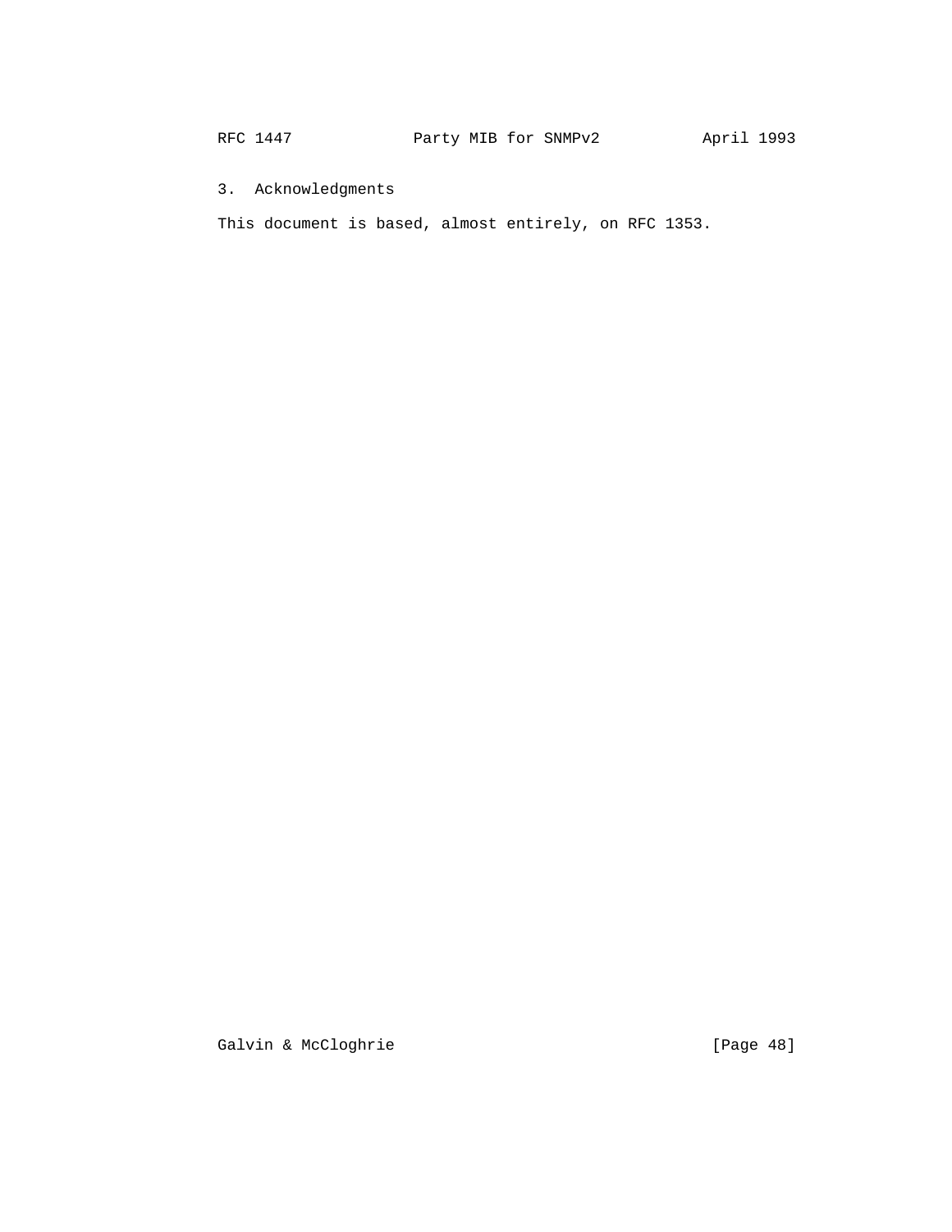## 3. Acknowledgments

This document is based, almost entirely, on RFC 1353.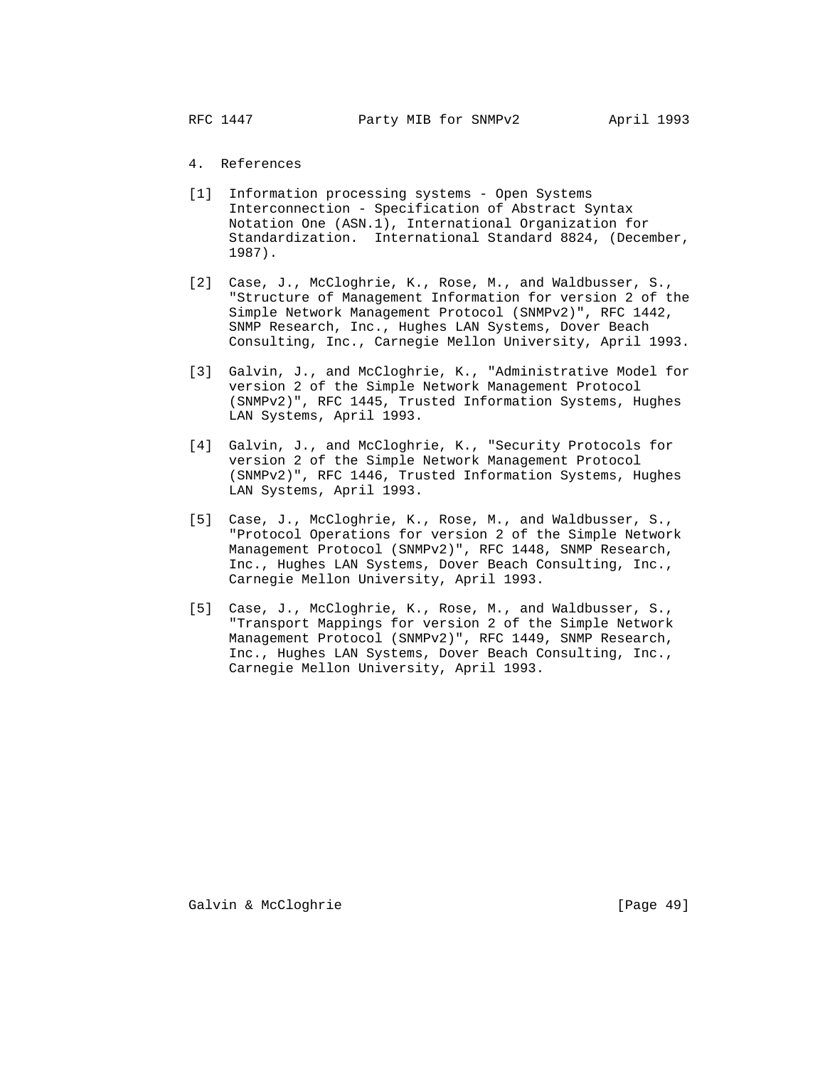## 4. References

[1] Information processing systems - Open Systems Interconnection - Specification of Abstract Syntax Notation One (ASN.1), International Organization for Standardization. International Standard 8824, (December, 1987).

[2] Case, J., McCloghrie, K., Rose, M., and Waldbusser, S., "Structure of Management Information for version 2 of the Simple Network Management Protocol (SNMPv2)", RFC 1442, SNMP Research, Inc., Hughes LAN Systems, Dover Beach Consulting, Inc., Carnegie Mellon University, April 1993.

[3] Galvin, J., and McCloghrie, K., "Administrative Model for version 2 of the Simple Network Management Protocol (SNMPv2)", RFC 1445, Trusted Information Systems, Hughes LAN Systems, April 1993.

[4] Galvin, J., and McCloghrie, K., "Security Protocols for version 2 of the Simple Network Management Protocol (SNMPv2)", RFC 1446, Trusted Information Systems, Hughes LAN Systems, April 1993.

[5] Case, J., McCloghrie, K., Rose, M., and Waldbusser, S., "Protocol Operations for version 2 of the Simple Network Management Protocol (SNMPv2)", RFC 1448, SNMP Research, Inc., Hughes LAN Systems, Dover Beach Consulting, Inc., Carnegie Mellon University, April 1993.

[5] Case, J., McCloghrie, K., Rose, M., and Waldbusser, S., "Transport Mappings for version 2 of the Simple Network Management Protocol (SNMPv2)", RFC 1449, SNMP Research, Inc., Hughes LAN Systems, Dover Beach Consulting, Inc., Carnegie Mellon University, April 1993.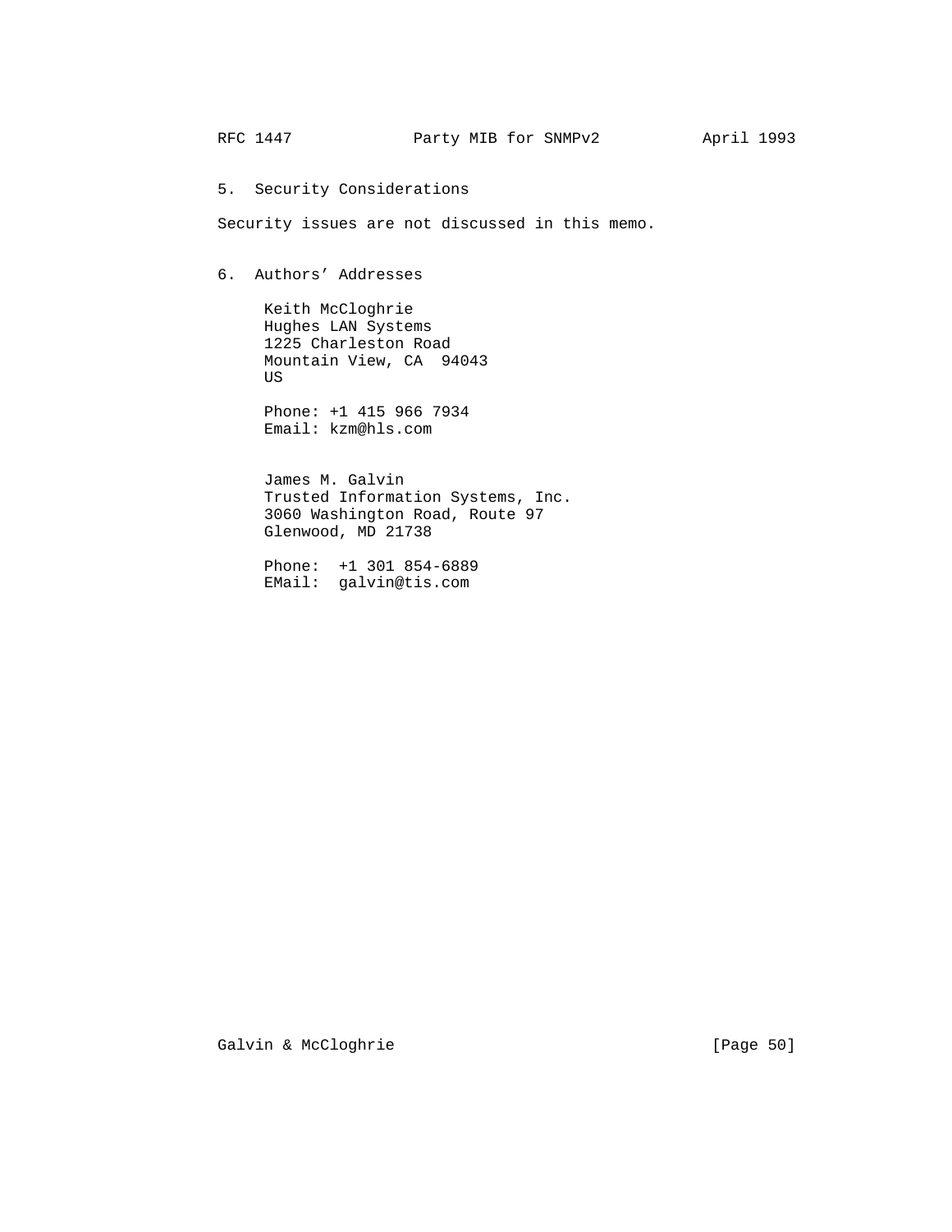## 5. Security Considerations

Security issues are not discussed in this memo.

## 6. Authors' Addresses

Keith McCloghrie
Hughes LAN Systems
1225 Charleston Road
Mountain View, CA  94043
US

Phone: +1 415 966 7934
Email: kzm@hls.com

James M. Galvin
Trusted Information Systems, Inc.
3060 Washington Road, Route 97
Glenwood, MD 21738

Phone:  +1 301 854-6889
EMail:  galvin@tis.com